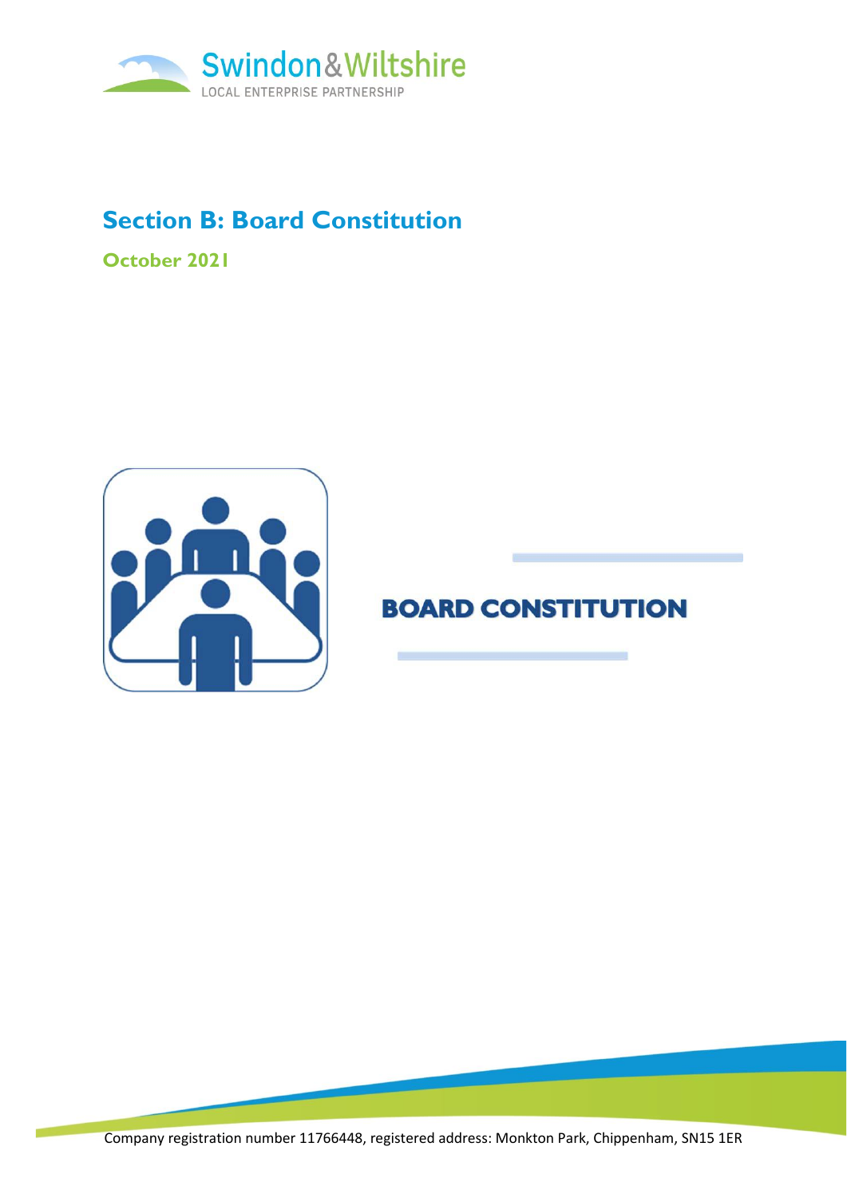Swindon & Wiltshire

LOCAL ENTERPRISE PARTNERSHIP

# Section B: Board Constitution

**October 2021**

## BOARD CONSTITUTION

Company registration number 11766448, registered address: Monkton Park, Chippenham, SN15 1ER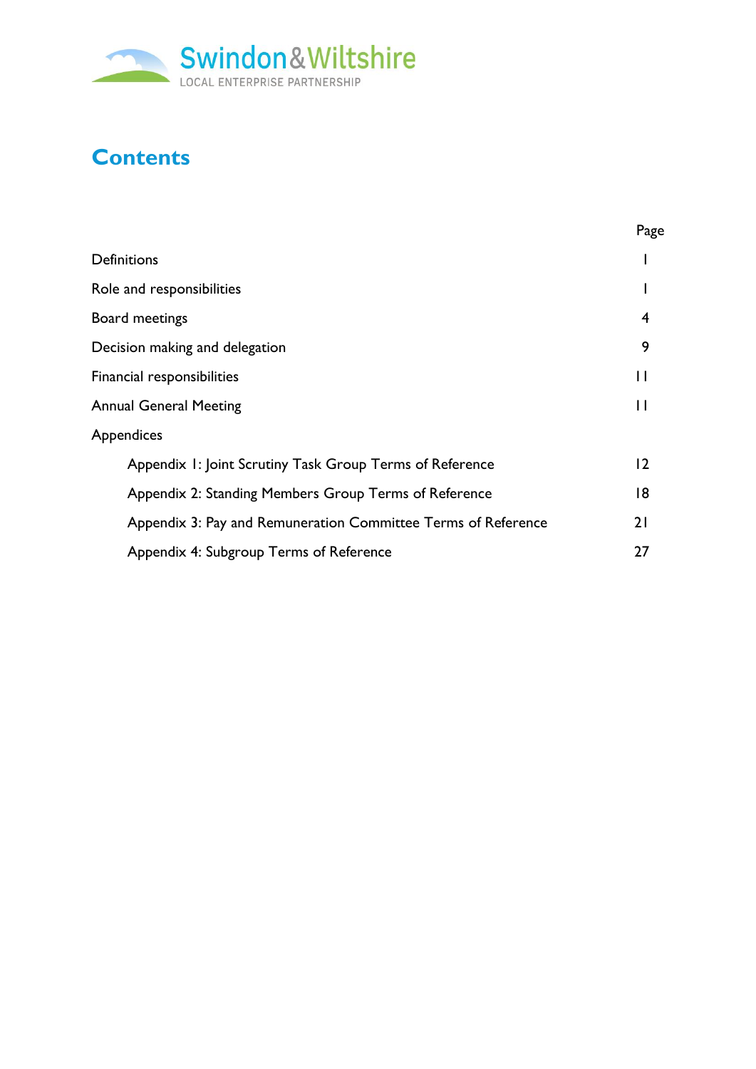# Contents

| | Page |
|---|---|
| Definitions | 1 |
| Role and responsibilities | 1 |
| Board meetings | 4 |
| Decision making and delegation | 9 |
| Financial responsibilities | 11 |
| Annual General Meeting | 11 |
| Appendices | |
| Appendix 1: Joint Scrutiny Task Group Terms of Reference | 12 |
| Appendix 2: Standing Members Group Terms of Reference | 18 |
| Appendix 3: Pay and Remuneration Committee Terms of Reference | 21 |
| Appendix 4: Subgroup Terms of Reference | 27 |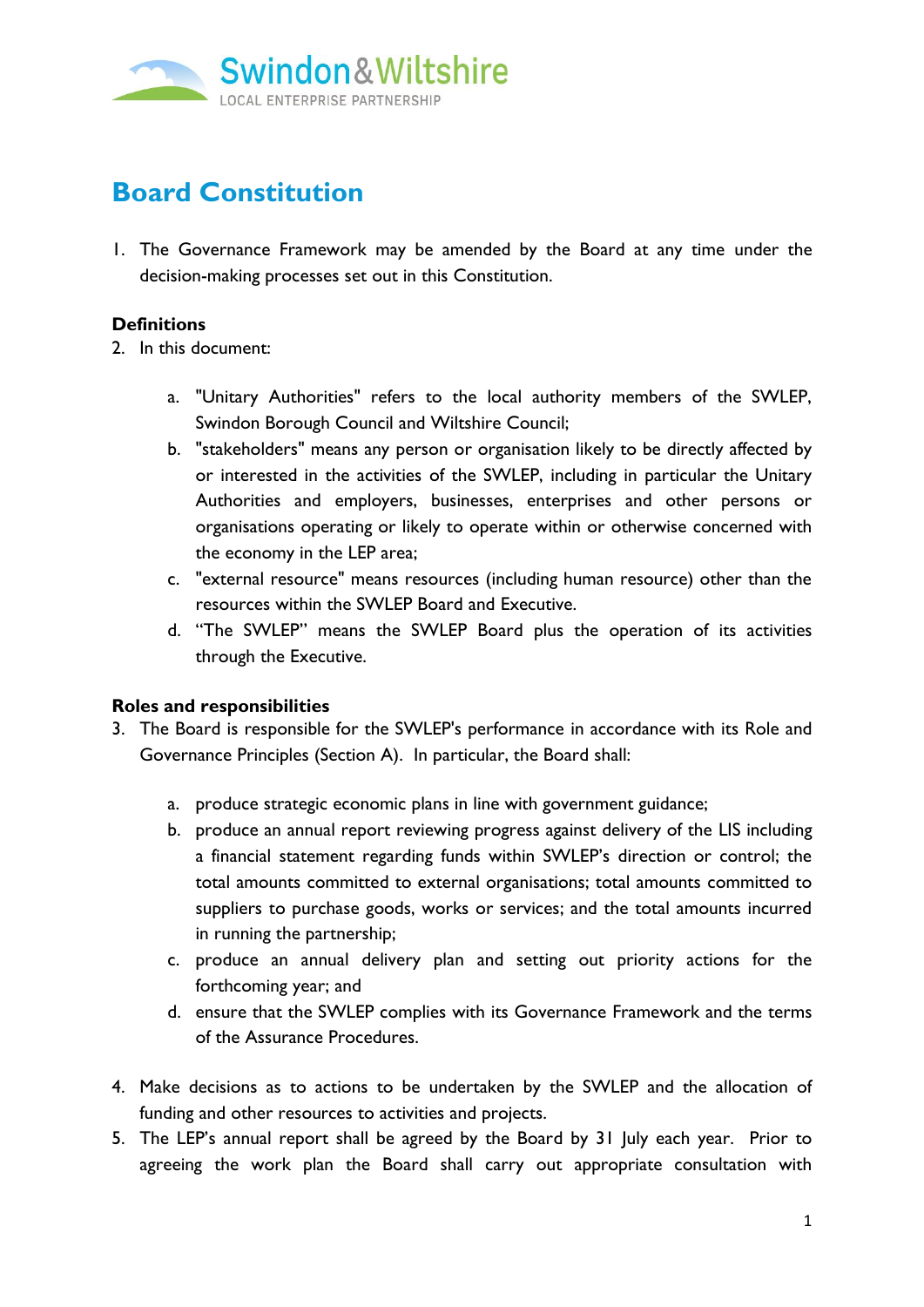# Board Constitution

1. The Governance Framework may be amended by the Board at any time under the decision-making processes set out in this Constitution.

**Definitions**

2. In this document:

    a. "Unitary Authorities" refers to the local authority members of the SWLEP, Swindon Borough Council and Wiltshire Council;
    b. "stakeholders" means any person or organisation likely to be directly affected by or interested in the activities of the SWLEP, including in particular the Unitary Authorities and employers, businesses, enterprises and other persons or organisations operating or likely to operate within or otherwise concerned with the economy in the LEP area;
    c. "external resource" means resources (including human resource) other than the resources within the SWLEP Board and Executive.
    d. "The SWLEP" means the SWLEP Board plus the operation of its activities through the Executive.

**Roles and responsibilities**

3. The Board is responsible for the SWLEP's performance in accordance with its Role and Governance Principles (Section A). In particular, the Board shall:

    a. produce strategic economic plans in line with government guidance;
    b. produce an annual report reviewing progress against delivery of the LIS including a financial statement regarding funds within SWLEP's direction or control; the total amounts committed to external organisations; total amounts committed to suppliers to purchase goods, works or services; and the total amounts incurred in running the partnership;
    c. produce an annual delivery plan and setting out priority actions for the forthcoming year; and
    d. ensure that the SWLEP complies with its Governance Framework and the terms of the Assurance Procedures.

4. Make decisions as to actions to be undertaken by the SWLEP and the allocation of funding and other resources to activities and projects.
5. The LEP's annual report shall be agreed by the Board by 31 July each year. Prior to agreeing the work plan the Board shall carry out appropriate consultation with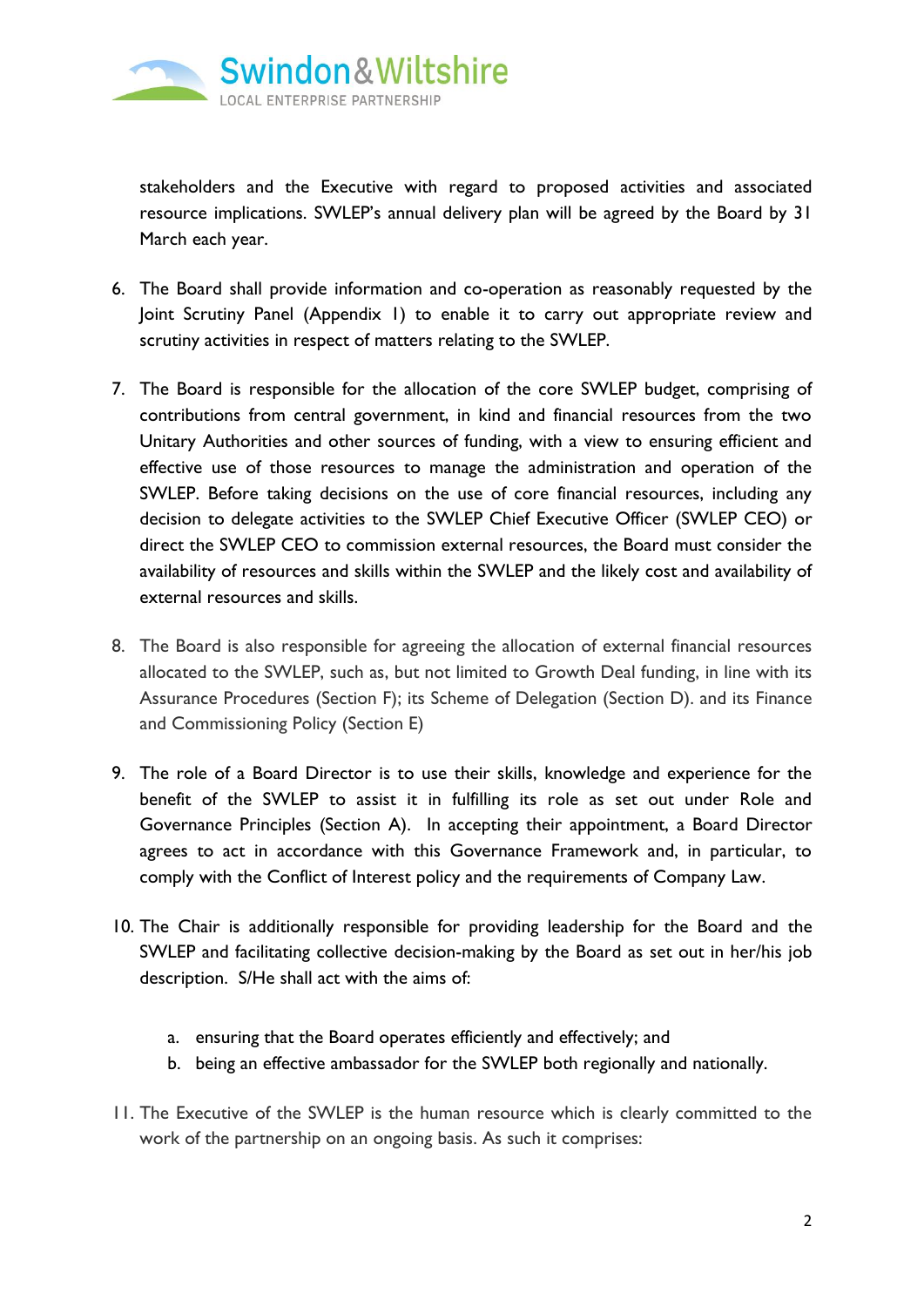stakeholders and the Executive with regard to proposed activities and associated resource implications. SWLEP's annual delivery plan will be agreed by the Board by 31 March each year.

6. The Board shall provide information and co-operation as reasonably requested by the Joint Scrutiny Panel (Appendix 1) to enable it to carry out appropriate review and scrutiny activities in respect of matters relating to the SWLEP.

7. The Board is responsible for the allocation of the core SWLEP budget, comprising of contributions from central government, in kind and financial resources from the two Unitary Authorities and other sources of funding, with a view to ensuring efficient and effective use of those resources to manage the administration and operation of the SWLEP. Before taking decisions on the use of core financial resources, including any decision to delegate activities to the SWLEP Chief Executive Officer (SWLEP CEO) or direct the SWLEP CEO to commission external resources, the Board must consider the availability of resources and skills within the SWLEP and the likely cost and availability of external resources and skills.

8. The Board is also responsible for agreeing the allocation of external financial resources allocated to the SWLEP, such as, but not limited to Growth Deal funding, in line with its Assurance Procedures (Section F); its Scheme of Delegation (Section D). and its Finance and Commissioning Policy (Section E)

9. The role of a Board Director is to use their skills, knowledge and experience for the benefit of the SWLEP to assist it in fulfilling its role as set out under Role and Governance Principles (Section A). In accepting their appointment, a Board Director agrees to act in accordance with this Governance Framework and, in particular, to comply with the Conflict of Interest policy and the requirements of Company Law.

10. The Chair is additionally responsible for providing leadership for the Board and the SWLEP and facilitating collective decision-making by the Board as set out in her/his job description. S/He shall act with the aims of:

    a. ensuring that the Board operates efficiently and effectively; and
    b. being an effective ambassador for the SWLEP both regionally and nationally.

11. The Executive of the SWLEP is the human resource which is clearly committed to the work of the partnership on an ongoing basis. As such it comprises: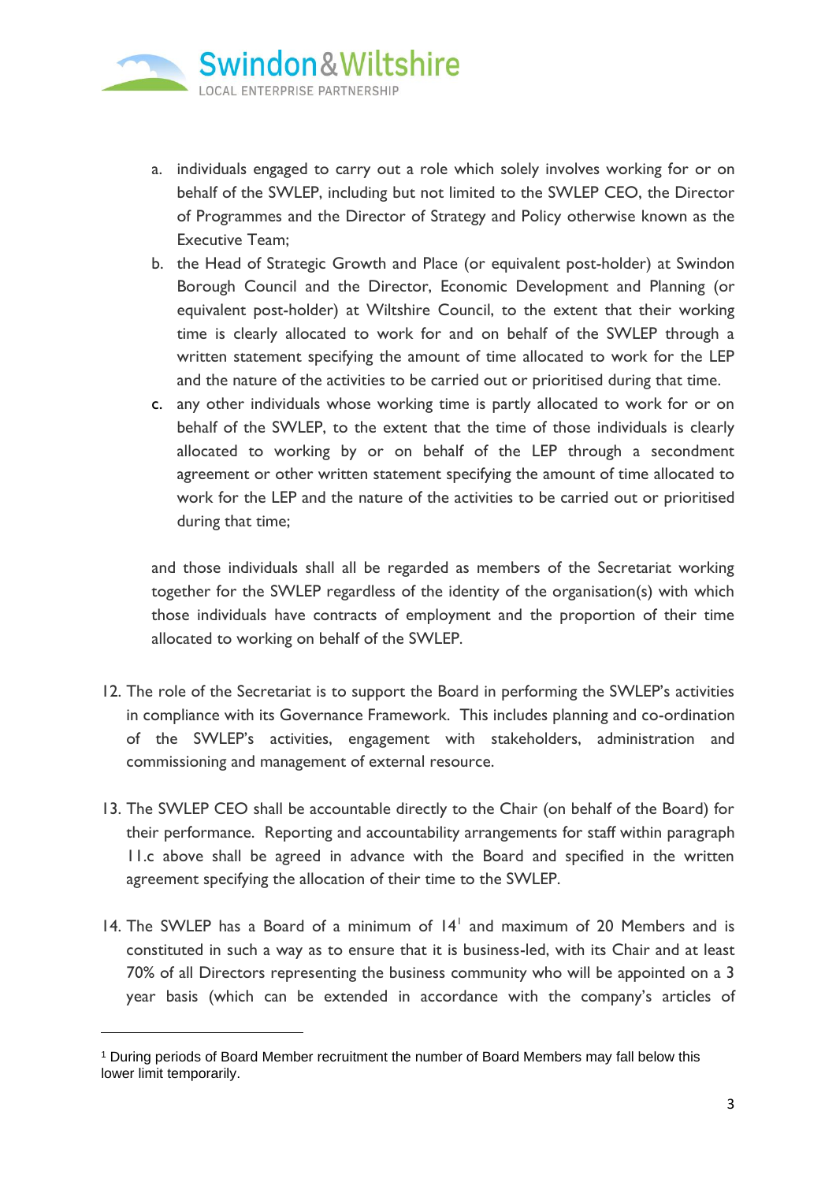a. individuals engaged to carry out a role which solely involves working for or on behalf of the SWLEP, including but not limited to the SWLEP CEO, the Director of Programmes and the Director of Strategy and Policy otherwise known as the Executive Team;
b. the Head of Strategic Growth and Place (or equivalent post-holder) at Swindon Borough Council and the Director, Economic Development and Planning (or equivalent post-holder) at Wiltshire Council, to the extent that their working time is clearly allocated to work for and on behalf of the SWLEP through a written statement specifying the amount of time allocated to work for the LEP and the nature of the activities to be carried out or prioritised during that time.
c. any other individuals whose working time is partly allocated to work for or on behalf of the SWLEP, to the extent that the time of those individuals is clearly allocated to working by or on behalf of the LEP through a secondment agreement or other written statement specifying the amount of time allocated to work for the LEP and the nature of the activities to be carried out or prioritised during that time;

and those individuals shall all be regarded as members of the Secretariat working together for the SWLEP regardless of the identity of the organisation(s) with which those individuals have contracts of employment and the proportion of their time allocated to working on behalf of the SWLEP.

12. The role of the Secretariat is to support the Board in performing the SWLEP's activities in compliance with its Governance Framework. This includes planning and co-ordination of the SWLEP's activities, engagement with stakeholders, administration and commissioning and management of external resource.

13. The SWLEP CEO shall be accountable directly to the Chair (on behalf of the Board) for their performance. Reporting and accountability arrangements for staff within paragraph 11.c above shall be agreed in advance with the Board and specified in the written agreement specifying the allocation of their time to the SWLEP.

14. The SWLEP has a Board of a minimum of 14[1] and maximum of 20 Members and is constituted in such a way as to ensure that it is business-led, with its Chair and at least 70% of all Directors representing the business community who will be appointed on a 3 year basis (which can be extended in accordance with the company's articles of

[1] During periods of Board Member recruitment the number of Board Members may fall below this lower limit temporarily.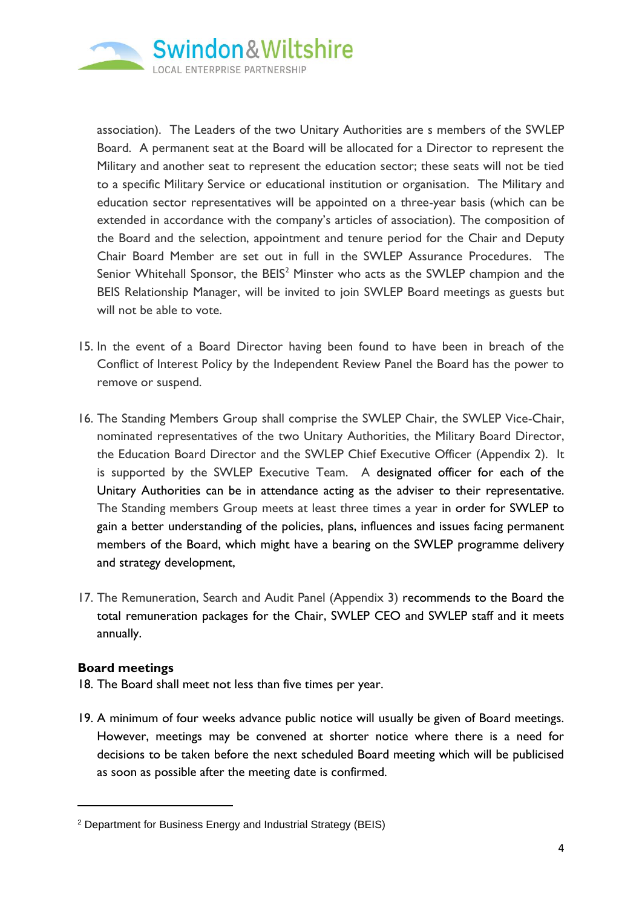association). The Leaders of the two Unitary Authorities are s members of the SWLEP Board. A permanent seat at the Board will be allocated for a Director to represent the Military and another seat to represent the education sector; these seats will not be tied to a specific Military Service or educational institution or organisation. The Military and education sector representatives will be appointed on a three-year basis (which can be extended in accordance with the company's articles of association). The composition of the Board and the selection, appointment and tenure period for the Chair and Deputy Chair Board Member are set out in full in the SWLEP Assurance Procedures. The Senior Whitehall Sponsor, the BEIS[2] Minster who acts as the SWLEP champion and the BEIS Relationship Manager, will be invited to join SWLEP Board meetings as guests but will not be able to vote.

15. In the event of a Board Director having been found to have been in breach of the Conflict of Interest Policy by the Independent Review Panel the Board has the power to remove or suspend.

16. The Standing Members Group shall comprise the SWLEP Chair, the SWLEP Vice-Chair, nominated representatives of the two Unitary Authorities, the Military Board Director, the Education Board Director and the SWLEP Chief Executive Officer (Appendix 2). It is supported by the SWLEP Executive Team. A designated officer for each of the Unitary Authorities can be in attendance acting as the adviser to their representative. The Standing members Group meets at least three times a year in order for SWLEP to gain a better understanding of the policies, plans, influences and issues facing permanent members of the Board, which might have a bearing on the SWLEP programme delivery and strategy development,

17. The Remuneration, Search and Audit Panel (Appendix 3) recommends to the Board the total remuneration packages for the Chair, SWLEP CEO and SWLEP staff and it meets annually.

**Board meetings**

18. The Board shall meet not less than five times per year.

19. A minimum of four weeks advance public notice will usually be given of Board meetings. However, meetings may be convened at shorter notice where there is a need for decisions to be taken before the next scheduled Board meeting which will be publicised as soon as possible after the meeting date is confirmed.

---

[2] Department for Business Energy and Industrial Strategy (BEIS)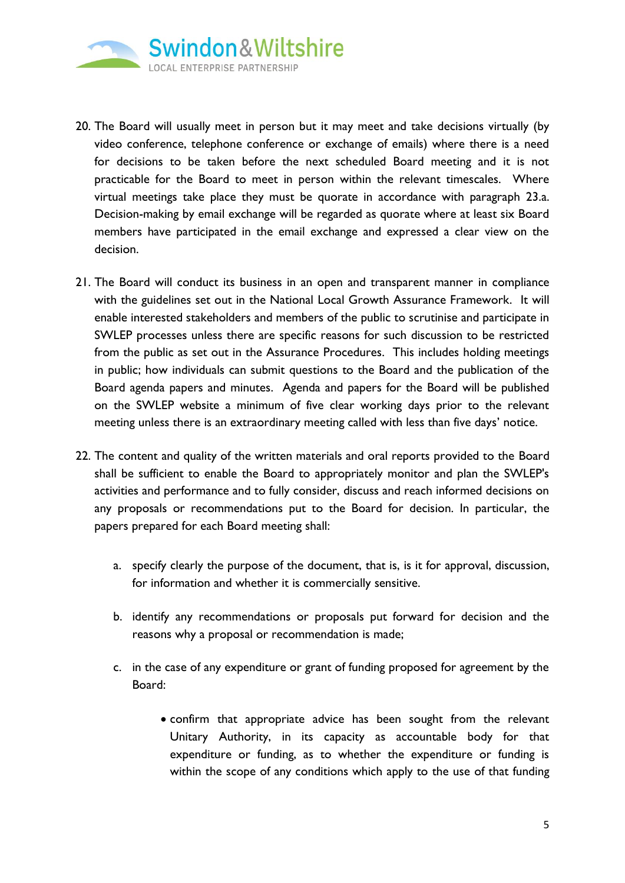20. The Board will usually meet in person but it may meet and take decisions virtually (by video conference, telephone conference or exchange of emails) where there is a need for decisions to be taken before the next scheduled Board meeting and it is not practicable for the Board to meet in person within the relevant timescales. Where virtual meetings take place they must be quorate in accordance with paragraph 23.a. Decision-making by email exchange will be regarded as quorate where at least six Board members have participated in the email exchange and expressed a clear view on the decision.

21. The Board will conduct its business in an open and transparent manner in compliance with the guidelines set out in the National Local Growth Assurance Framework. It will enable interested stakeholders and members of the public to scrutinise and participate in SWLEP processes unless there are specific reasons for such discussion to be restricted from the public as set out in the Assurance Procedures. This includes holding meetings in public; how individuals can submit questions to the Board and the publication of the Board agenda papers and minutes. Agenda and papers for the Board will be published on the SWLEP website a minimum of five clear working days prior to the relevant meeting unless there is an extraordinary meeting called with less than five days' notice.

22. The content and quality of the written materials and oral reports provided to the Board shall be sufficient to enable the Board to appropriately monitor and plan the SWLEP's activities and performance and to fully consider, discuss and reach informed decisions on any proposals or recommendations put to the Board for decision. In particular, the papers prepared for each Board meeting shall:

    a. specify clearly the purpose of the document, that is, is it for approval, discussion, for information and whether it is commercially sensitive.

    b. identify any recommendations or proposals put forward for decision and the reasons why a proposal or recommendation is made;

    c. in the case of any expenditure or grant of funding proposed for agreement by the Board:

        - confirm that appropriate advice has been sought from the relevant Unitary Authority, in its capacity as accountable body for that expenditure or funding, as to whether the expenditure or funding is within the scope of any conditions which apply to the use of that funding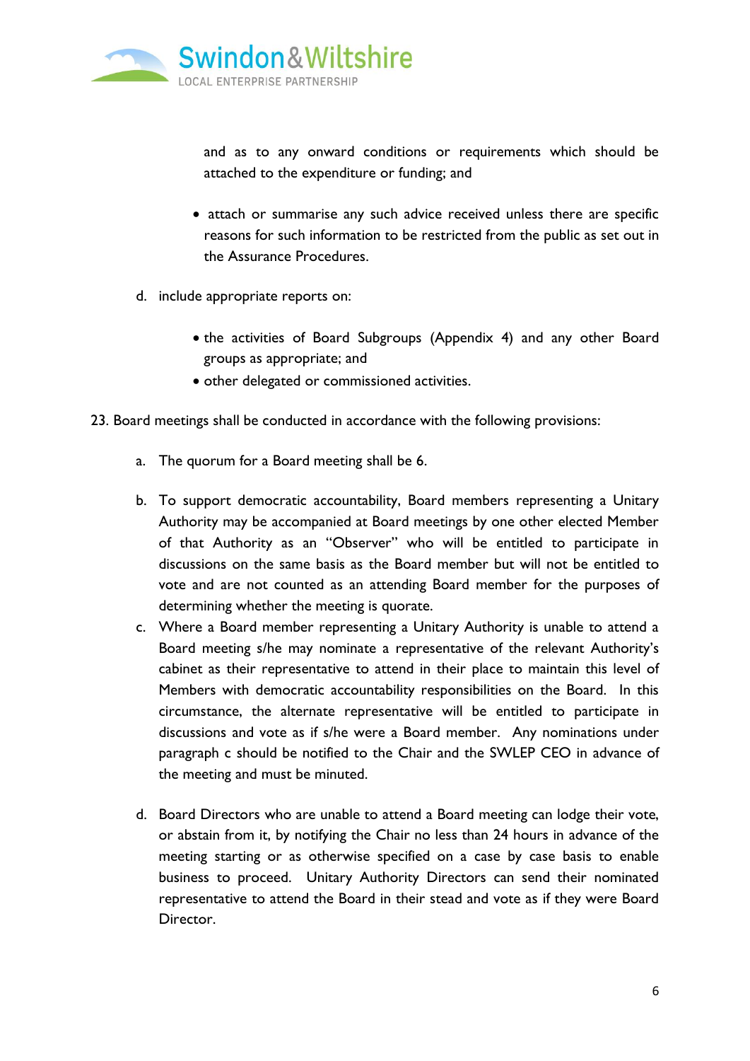and as to any onward conditions or requirements which should be attached to the expenditure or funding; and

- attach or summarise any such advice received unless there are specific reasons for such information to be restricted from the public as set out in the Assurance Procedures.

d. include appropriate reports on:

- the activities of Board Subgroups (Appendix 4) and any other Board groups as appropriate; and
- other delegated or commissioned activities.

23. Board meetings shall be conducted in accordance with the following provisions:

a. The quorum for a Board meeting shall be 6.

b. To support democratic accountability, Board members representing a Unitary Authority may be accompanied at Board meetings by one other elected Member of that Authority as an "Observer" who will be entitled to participate in discussions on the same basis as the Board member but will not be entitled to vote and are not counted as an attending Board member for the purposes of determining whether the meeting is quorate.

c. Where a Board member representing a Unitary Authority is unable to attend a Board meeting s/he may nominate a representative of the relevant Authority's cabinet as their representative to attend in their place to maintain this level of Members with democratic accountability responsibilities on the Board. In this circumstance, the alternate representative will be entitled to participate in discussions and vote as if s/he were a Board member. Any nominations under paragraph c should be notified to the Chair and the SWLEP CEO in advance of the meeting and must be minuted.

d. Board Directors who are unable to attend a Board meeting can lodge their vote, or abstain from it, by notifying the Chair no less than 24 hours in advance of the meeting starting or as otherwise specified on a case by case basis to enable business to proceed. Unitary Authority Directors can send their nominated representative to attend the Board in their stead and vote as if they were Board Director.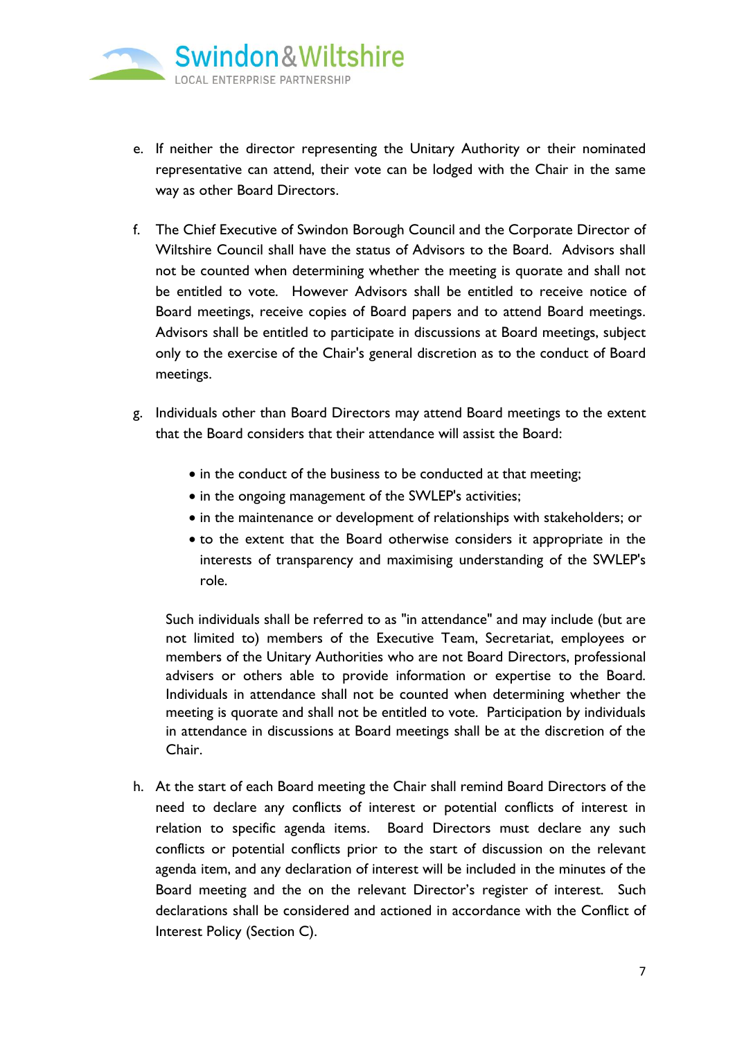e. If neither the director representing the Unitary Authority or their nominated representative can attend, their vote can be lodged with the Chair in the same way as other Board Directors.

f. The Chief Executive of Swindon Borough Council and the Corporate Director of Wiltshire Council shall have the status of Advisors to the Board. Advisors shall not be counted when determining whether the meeting is quorate and shall not be entitled to vote. However Advisors shall be entitled to receive notice of Board meetings, receive copies of Board papers and to attend Board meetings. Advisors shall be entitled to participate in discussions at Board meetings, subject only to the exercise of the Chair's general discretion as to the conduct of Board meetings.

g. Individuals other than Board Directors may attend Board meetings to the extent that the Board considers that their attendance will assist the Board:

   - in the conduct of the business to be conducted at that meeting;
   - in the ongoing management of the SWLEP's activities;
   - in the maintenance or development of relationships with stakeholders; or
   - to the extent that the Board otherwise considers it appropriate in the interests of transparency and maximising understanding of the SWLEP's role.

   Such individuals shall be referred to as "in attendance" and may include (but are not limited to) members of the Executive Team, Secretariat, employees or members of the Unitary Authorities who are not Board Directors, professional advisers or others able to provide information or expertise to the Board. Individuals in attendance shall not be counted when determining whether the meeting is quorate and shall not be entitled to vote. Participation by individuals in attendance in discussions at Board meetings shall be at the discretion of the Chair.

h. At the start of each Board meeting the Chair shall remind Board Directors of the need to declare any conflicts of interest or potential conflicts of interest in relation to specific agenda items. Board Directors must declare any such conflicts or potential conflicts prior to the start of discussion on the relevant agenda item, and any declaration of interest will be included in the minutes of the Board meeting and the on the relevant Director's register of interest. Such declarations shall be considered and actioned in accordance with the Conflict of Interest Policy (Section C).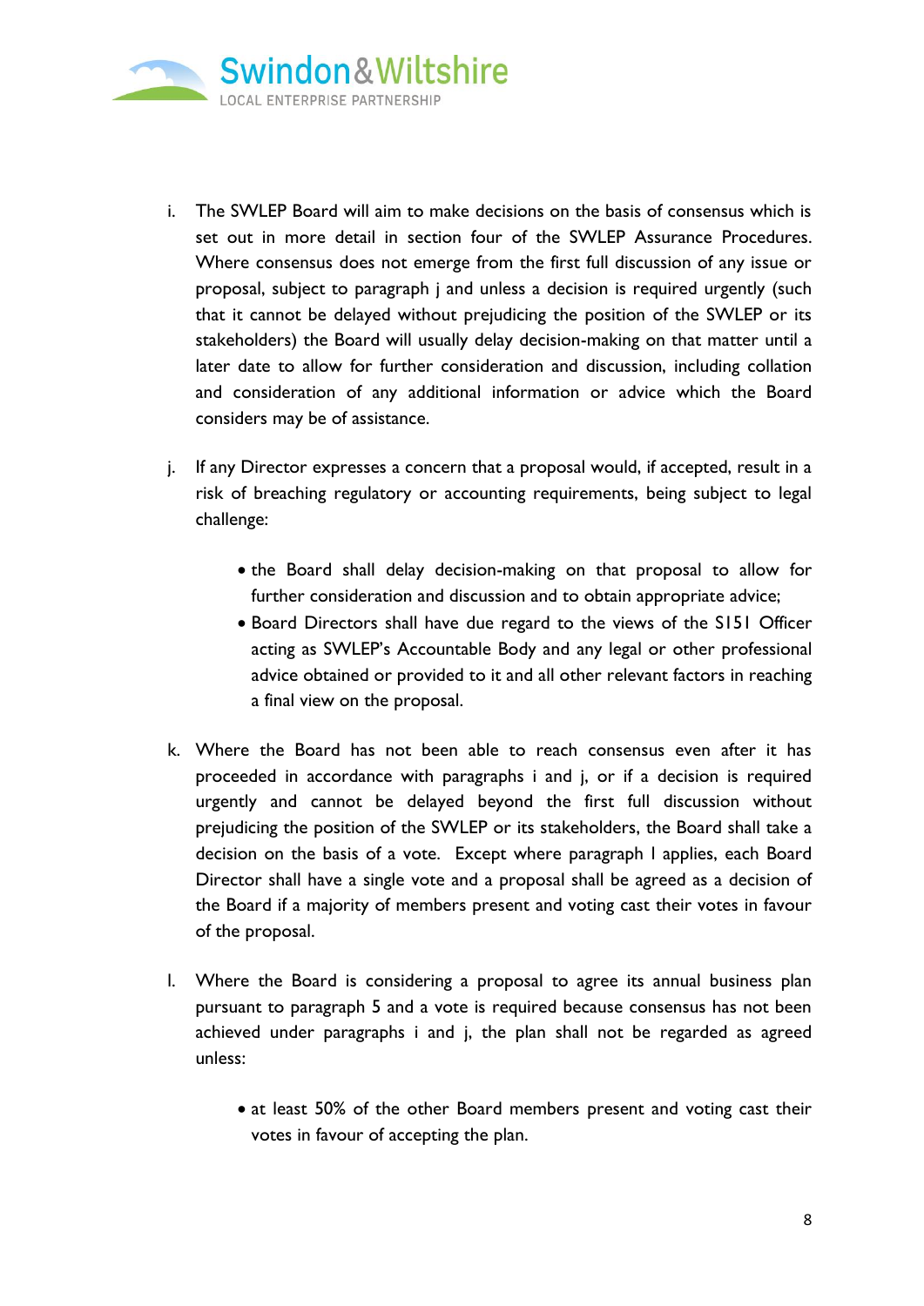i. The SWLEP Board will aim to make decisions on the basis of consensus which is set out in more detail in section four of the SWLEP Assurance Procedures. Where consensus does not emerge from the first full discussion of any issue or proposal, subject to paragraph j and unless a decision is required urgently (such that it cannot be delayed without prejudicing the position of the SWLEP or its stakeholders) the Board will usually delay decision-making on that matter until a later date to allow for further consideration and discussion, including collation and consideration of any additional information or advice which the Board considers may be of assistance.

j. If any Director expresses a concern that a proposal would, if accepted, result in a risk of breaching regulatory or accounting requirements, being subject to legal challenge:

   - the Board shall delay decision-making on that proposal to allow for further consideration and discussion and to obtain appropriate advice;
   - Board Directors shall have due regard to the views of the S151 Officer acting as SWLEP's Accountable Body and any legal or other professional advice obtained or provided to it and all other relevant factors in reaching a final view on the proposal.

k. Where the Board has not been able to reach consensus even after it has proceeded in accordance with paragraphs i and j, or if a decision is required urgently and cannot be delayed beyond the first full discussion without prejudicing the position of the SWLEP or its stakeholders, the Board shall take a decision on the basis of a vote. Except where paragraph l applies, each Board Director shall have a single vote and a proposal shall be agreed as a decision of the Board if a majority of members present and voting cast their votes in favour of the proposal.

l. Where the Board is considering a proposal to agree its annual business plan pursuant to paragraph 5 and a vote is required because consensus has not been achieved under paragraphs i and j, the plan shall not be regarded as agreed unless:

   - at least 50% of the other Board members present and voting cast their votes in favour of accepting the plan.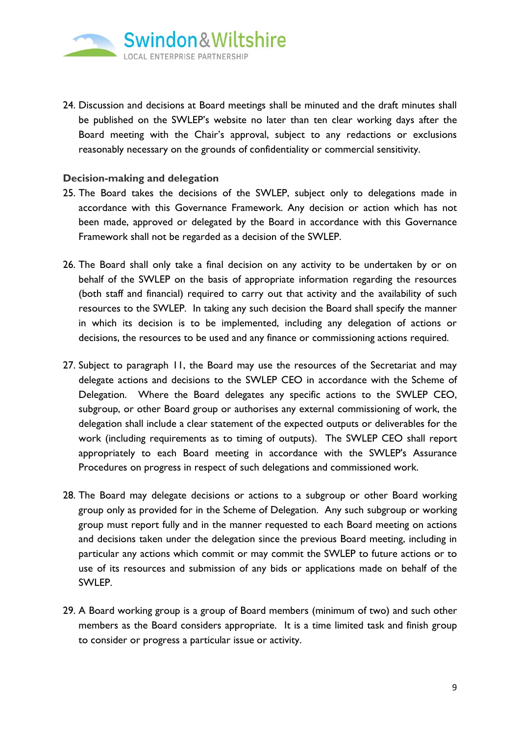24. Discussion and decisions at Board meetings shall be minuted and the draft minutes shall be published on the SWLEP's website no later than ten clear working days after the Board meeting with the Chair's approval, subject to any redactions or exclusions reasonably necessary on the grounds of confidentiality or commercial sensitivity.

**Decision-making and delegation**

25. The Board takes the decisions of the SWLEP, subject only to delegations made in accordance with this Governance Framework. Any decision or action which has not been made, approved or delegated by the Board in accordance with this Governance Framework shall not be regarded as a decision of the SWLEP.

26. The Board shall only take a final decision on any activity to be undertaken by or on behalf of the SWLEP on the basis of appropriate information regarding the resources (both staff and financial) required to carry out that activity and the availability of such resources to the SWLEP. In taking any such decision the Board shall specify the manner in which its decision is to be implemented, including any delegation of actions or decisions, the resources to be used and any finance or commissioning actions required.

27. Subject to paragraph 11, the Board may use the resources of the Secretariat and may delegate actions and decisions to the SWLEP CEO in accordance with the Scheme of Delegation. Where the Board delegates any specific actions to the SWLEP CEO, subgroup, or other Board group or authorises any external commissioning of work, the delegation shall include a clear statement of the expected outputs or deliverables for the work (including requirements as to timing of outputs). The SWLEP CEO shall report appropriately to each Board meeting in accordance with the SWLEP's Assurance Procedures on progress in respect of such delegations and commissioned work.

28. The Board may delegate decisions or actions to a subgroup or other Board working group only as provided for in the Scheme of Delegation. Any such subgroup or working group must report fully and in the manner requested to each Board meeting on actions and decisions taken under the delegation since the previous Board meeting, including in particular any actions which commit or may commit the SWLEP to future actions or to use of its resources and submission of any bids or applications made on behalf of the SWLEP.

29. A Board working group is a group of Board members (minimum of two) and such other members as the Board considers appropriate. It is a time limited task and finish group to consider or progress a particular issue or activity.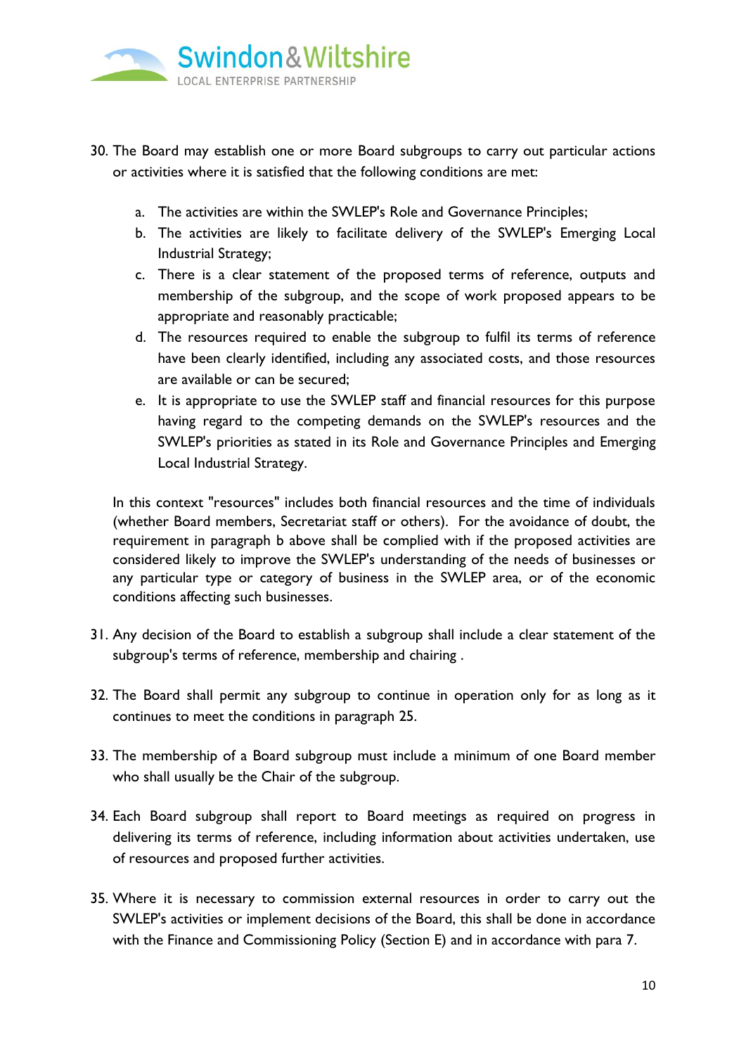30. The Board may establish one or more Board subgroups to carry out particular actions or activities where it is satisfied that the following conditions are met:

    a. The activities are within the SWLEP's Role and Governance Principles;
    b. The activities are likely to facilitate delivery of the SWLEP's Emerging Local Industrial Strategy;
    c. There is a clear statement of the proposed terms of reference, outputs and membership of the subgroup, and the scope of work proposed appears to be appropriate and reasonably practicable;
    d. The resources required to enable the subgroup to fulfil its terms of reference have been clearly identified, including any associated costs, and those resources are available or can be secured;
    e. It is appropriate to use the SWLEP staff and financial resources for this purpose having regard to the competing demands on the SWLEP's resources and the SWLEP's priorities as stated in its Role and Governance Principles and Emerging Local Industrial Strategy.

    In this context "resources" includes both financial resources and the time of individuals (whether Board members, Secretariat staff or others). For the avoidance of doubt, the requirement in paragraph b above shall be complied with if the proposed activities are considered likely to improve the SWLEP's understanding of the needs of businesses or any particular type or category of business in the SWLEP area, or of the economic conditions affecting such businesses.

31. Any decision of the Board to establish a subgroup shall include a clear statement of the subgroup's terms of reference, membership and chairing .

32. The Board shall permit any subgroup to continue in operation only for as long as it continues to meet the conditions in paragraph 25.

33. The membership of a Board subgroup must include a minimum of one Board member who shall usually be the Chair of the subgroup.

34. Each Board subgroup shall report to Board meetings as required on progress in delivering its terms of reference, including information about activities undertaken, use of resources and proposed further activities.

35. Where it is necessary to commission external resources in order to carry out the SWLEP's activities or implement decisions of the Board, this shall be done in accordance with the Finance and Commissioning Policy (Section E) and in accordance with para 7.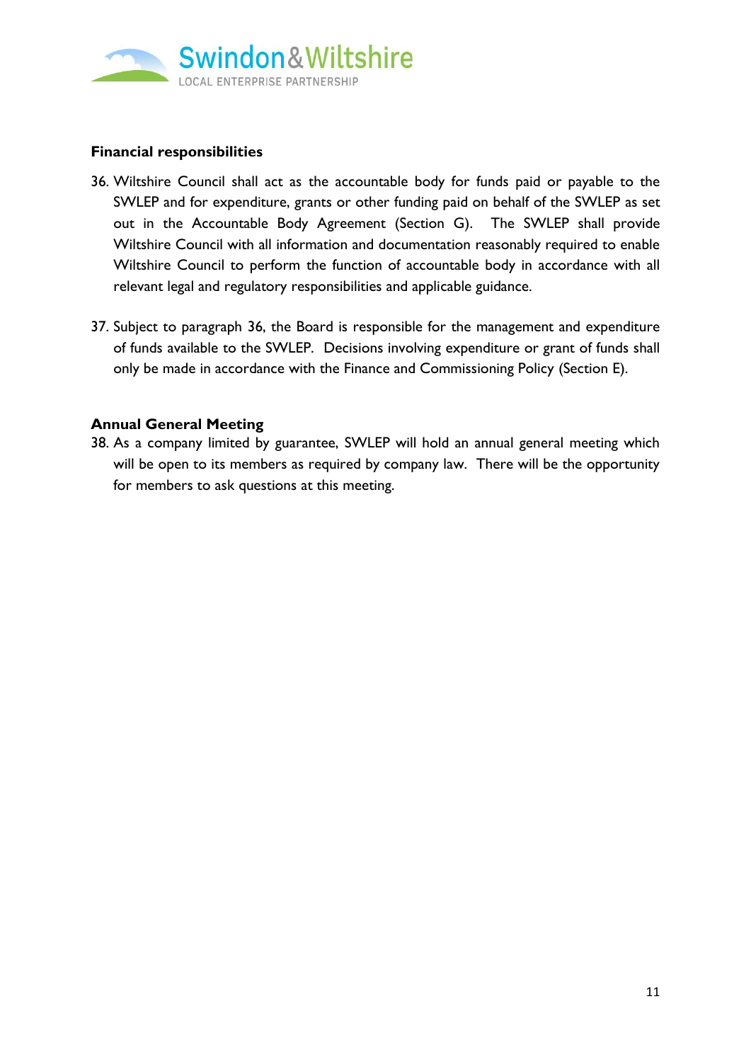### Financial responsibilities

36. Wiltshire Council shall act as the accountable body for funds paid or payable to the SWLEP and for expenditure, grants or other funding paid on behalf of the SWLEP as set out in the Accountable Body Agreement (Section G). The SWLEP shall provide Wiltshire Council with all information and documentation reasonably required to enable Wiltshire Council to perform the function of accountable body in accordance with all relevant legal and regulatory responsibilities and applicable guidance.

37. Subject to paragraph 36, the Board is responsible for the management and expenditure of funds available to the SWLEP. Decisions involving expenditure or grant of funds shall only be made in accordance with the Finance and Commissioning Policy (Section E).

### Annual General Meeting

38. As a company limited by guarantee, SWLEP will hold an annual general meeting which will be open to its members as required by company law. There will be the opportunity for members to ask questions at this meeting.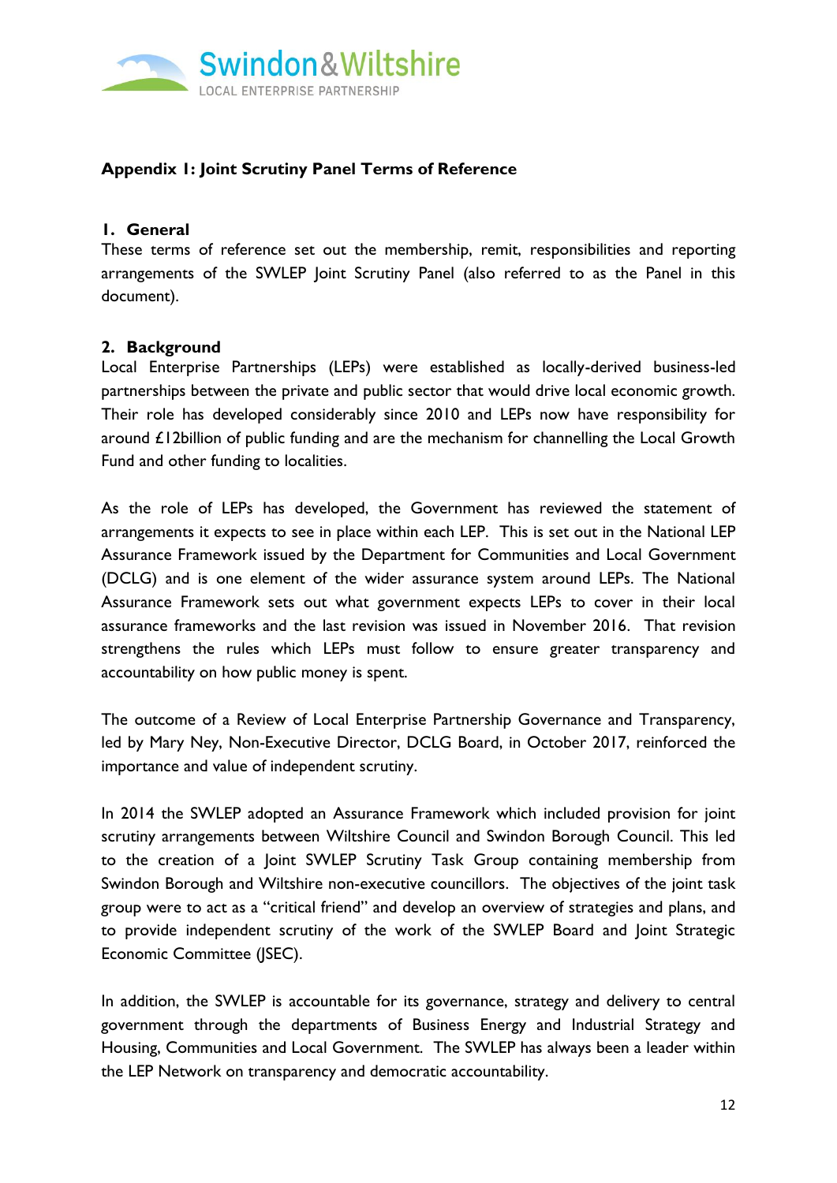## Appendix 1: Joint Scrutiny Panel Terms of Reference

### 1. General

These terms of reference set out the membership, remit, responsibilities and reporting arrangements of the SWLEP Joint Scrutiny Panel (also referred to as the Panel in this document).

### 2. Background

Local Enterprise Partnerships (LEPs) were established as locally-derived business-led partnerships between the private and public sector that would drive local economic growth. Their role has developed considerably since 2010 and LEPs now have responsibility for around £12billion of public funding and are the mechanism for channelling the Local Growth Fund and other funding to localities.

As the role of LEPs has developed, the Government has reviewed the statement of arrangements it expects to see in place within each LEP. This is set out in the National LEP Assurance Framework issued by the Department for Communities and Local Government (DCLG) and is one element of the wider assurance system around LEPs. The National Assurance Framework sets out what government expects LEPs to cover in their local assurance frameworks and the last revision was issued in November 2016. That revision strengthens the rules which LEPs must follow to ensure greater transparency and accountability on how public money is spent.

The outcome of a Review of Local Enterprise Partnership Governance and Transparency, led by Mary Ney, Non-Executive Director, DCLG Board, in October 2017, reinforced the importance and value of independent scrutiny.

In 2014 the SWLEP adopted an Assurance Framework which included provision for joint scrutiny arrangements between Wiltshire Council and Swindon Borough Council. This led to the creation of a Joint SWLEP Scrutiny Task Group containing membership from Swindon Borough and Wiltshire non-executive councillors. The objectives of the joint task group were to act as a "critical friend" and develop an overview of strategies and plans, and to provide independent scrutiny of the work of the SWLEP Board and Joint Strategic Economic Committee (JSEC).

In addition, the SWLEP is accountable for its governance, strategy and delivery to central government through the departments of Business Energy and Industrial Strategy and Housing, Communities and Local Government. The SWLEP has always been a leader within the LEP Network on transparency and democratic accountability.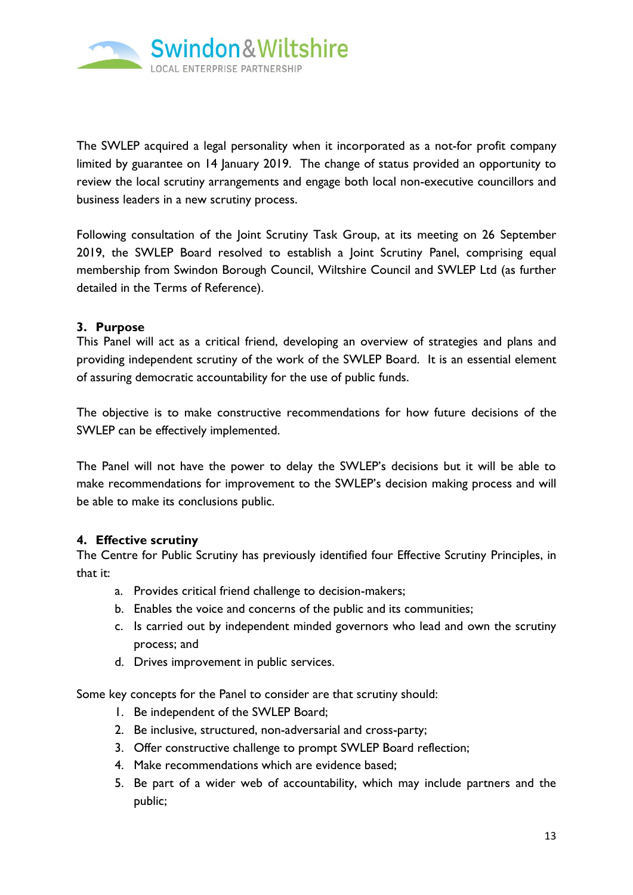The SWLEP acquired a legal personality when it incorporated as a not-for profit company limited by guarantee on 14 January 2019. The change of status provided an opportunity to review the local scrutiny arrangements and engage both local non-executive councillors and business leaders in a new scrutiny process.

Following consultation of the Joint Scrutiny Task Group, at its meeting on 26 September 2019, the SWLEP Board resolved to establish a Joint Scrutiny Panel, comprising equal membership from Swindon Borough Council, Wiltshire Council and SWLEP Ltd (as further detailed in the Terms of Reference).

## 3. Purpose

This Panel will act as a critical friend, developing an overview of strategies and plans and providing independent scrutiny of the work of the SWLEP Board. It is an essential element of assuring democratic accountability for the use of public funds.

The objective is to make constructive recommendations for how future decisions of the SWLEP can be effectively implemented.

The Panel will not have the power to delay the SWLEP's decisions but it will be able to make recommendations for improvement to the SWLEP's decision making process and will be able to make its conclusions public.

## 4. Effective scrutiny

The Centre for Public Scrutiny has previously identified four Effective Scrutiny Principles, in that it:

a. Provides critical friend challenge to decision-makers;
b. Enables the voice and concerns of the public and its communities;
c. Is carried out by independent minded governors who lead and own the scrutiny process; and
d. Drives improvement in public services.

Some key concepts for the Panel to consider are that scrutiny should:

1. Be independent of the SWLEP Board;
2. Be inclusive, structured, non-adversarial and cross-party;
3. Offer constructive challenge to prompt SWLEP Board reflection;
4. Make recommendations which are evidence based;
5. Be part of a wider web of accountability, which may include partners and the public;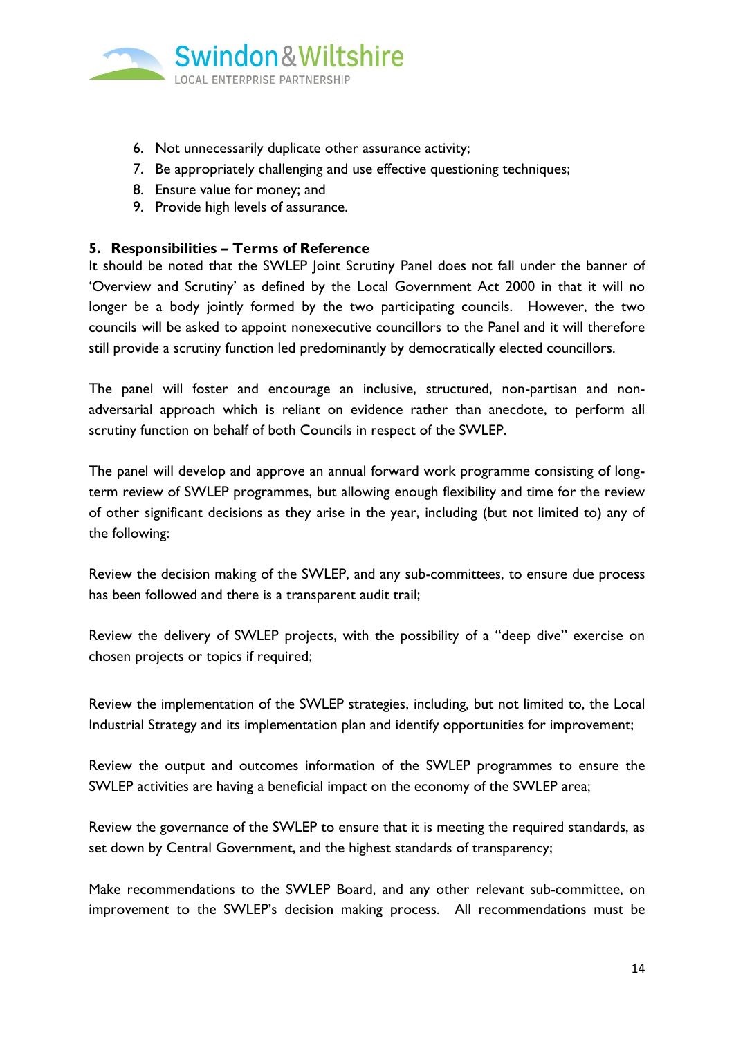6. Not unnecessarily duplicate other assurance activity;
7. Be appropriately challenging and use effective questioning techniques;
8. Ensure value for money; and
9. Provide high levels of assurance.

## 5. Responsibilities – Terms of Reference

It should be noted that the SWLEP Joint Scrutiny Panel does not fall under the banner of 'Overview and Scrutiny' as defined by the Local Government Act 2000 in that it will no longer be a body jointly formed by the two participating councils. However, the two councils will be asked to appoint nonexecutive councillors to the Panel and it will therefore still provide a scrutiny function led predominantly by democratically elected councillors.

The panel will foster and encourage an inclusive, structured, non-partisan and non-adversarial approach which is reliant on evidence rather than anecdote, to perform all scrutiny function on behalf of both Councils in respect of the SWLEP.

The panel will develop and approve an annual forward work programme consisting of long-term review of SWLEP programmes, but allowing enough flexibility and time for the review of other significant decisions as they arise in the year, including (but not limited to) any of the following:

Review the decision making of the SWLEP, and any sub-committees, to ensure due process has been followed and there is a transparent audit trail;

Review the delivery of SWLEP projects, with the possibility of a "deep dive" exercise on chosen projects or topics if required;

Review the implementation of the SWLEP strategies, including, but not limited to, the Local Industrial Strategy and its implementation plan and identify opportunities for improvement;

Review the output and outcomes information of the SWLEP programmes to ensure the SWLEP activities are having a beneficial impact on the economy of the SWLEP area;

Review the governance of the SWLEP to ensure that it is meeting the required standards, as set down by Central Government, and the highest standards of transparency;

Make recommendations to the SWLEP Board, and any other relevant sub-committee, on improvement to the SWLEP's decision making process. All recommendations must be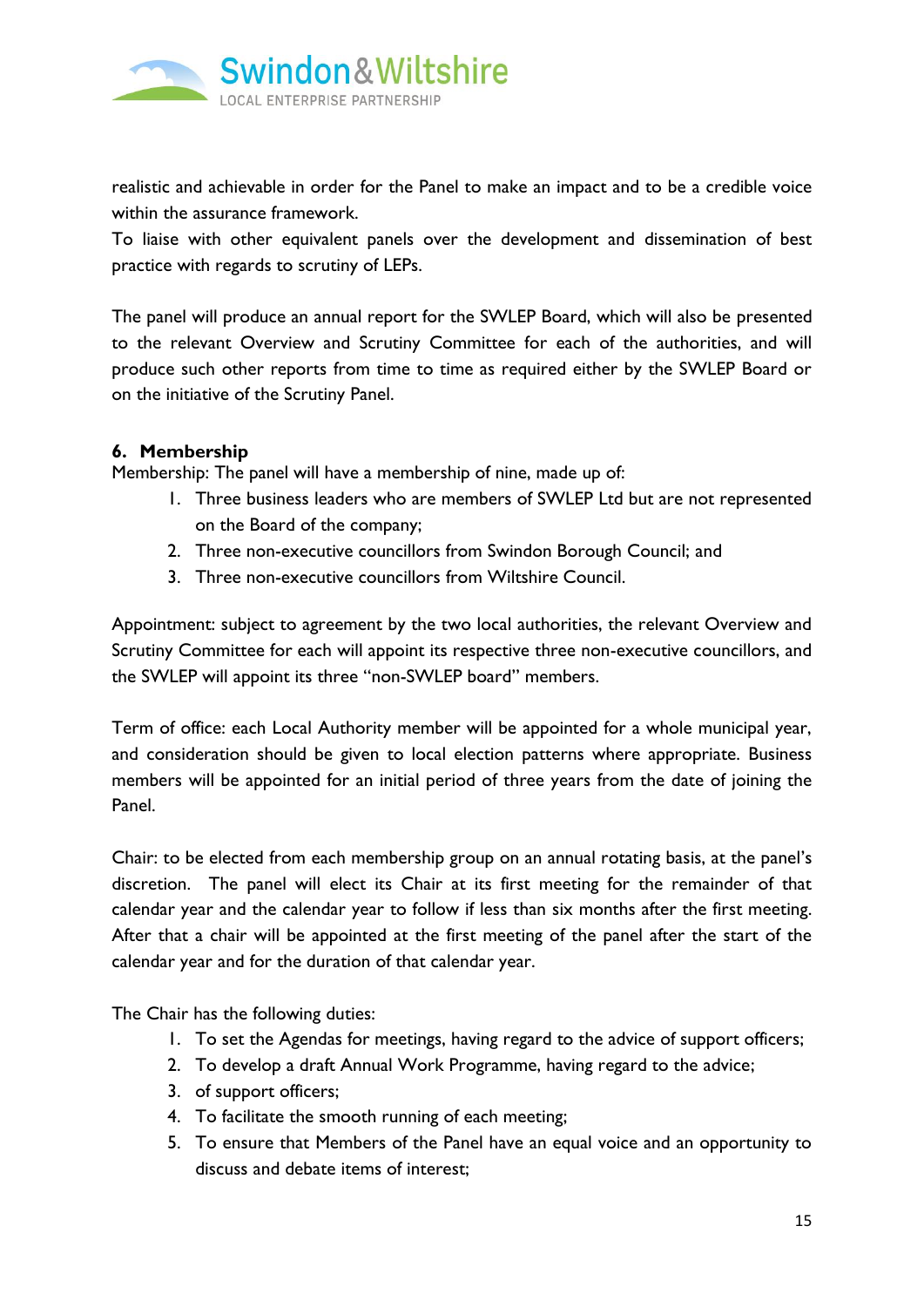realistic and achievable in order for the Panel to make an impact and to be a credible voice within the assurance framework.

To liaise with other equivalent panels over the development and dissemination of best practice with regards to scrutiny of LEPs.

The panel will produce an annual report for the SWLEP Board, which will also be presented to the relevant Overview and Scrutiny Committee for each of the authorities, and will produce such other reports from time to time as required either by the SWLEP Board or on the initiative of the Scrutiny Panel.

**6. Membership**

Membership: The panel will have a membership of nine, made up of:

1. Three business leaders who are members of SWLEP Ltd but are not represented on the Board of the company;
2. Three non-executive councillors from Swindon Borough Council; and
3. Three non-executive councillors from Wiltshire Council.

Appointment: subject to agreement by the two local authorities, the relevant Overview and Scrutiny Committee for each will appoint its respective three non-executive councillors, and the SWLEP will appoint its three "non-SWLEP board" members.

Term of office: each Local Authority member will be appointed for a whole municipal year, and consideration should be given to local election patterns where appropriate. Business members will be appointed for an initial period of three years from the date of joining the Panel.

Chair: to be elected from each membership group on an annual rotating basis, at the panel's discretion. The panel will elect its Chair at its first meeting for the remainder of that calendar year and the calendar year to follow if less than six months after the first meeting. After that a chair will be appointed at the first meeting of the panel after the start of the calendar year and for the duration of that calendar year.

The Chair has the following duties:

1. To set the Agendas for meetings, having regard to the advice of support officers;
2. To develop a draft Annual Work Programme, having regard to the advice;
3. of support officers;
4. To facilitate the smooth running of each meeting;
5. To ensure that Members of the Panel have an equal voice and an opportunity to discuss and debate items of interest;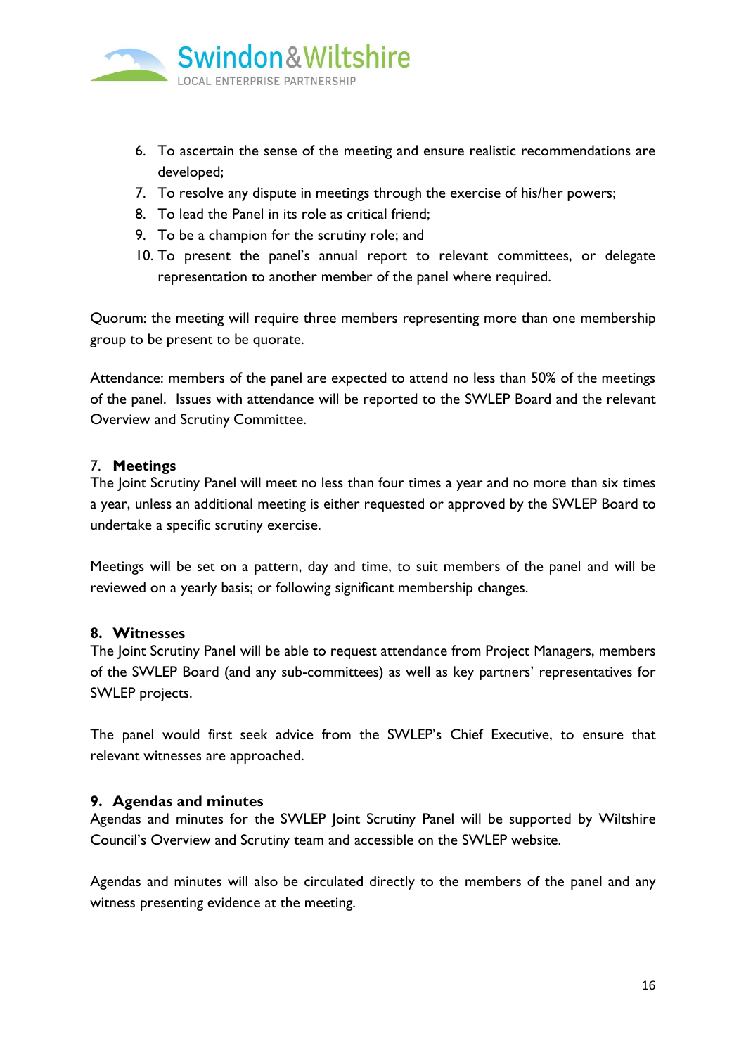6. To ascertain the sense of the meeting and ensure realistic recommendations are developed;
7. To resolve any dispute in meetings through the exercise of his/her powers;
8. To lead the Panel in its role as critical friend;
9. To be a champion for the scrutiny role; and
10. To present the panel's annual report to relevant committees, or delegate representation to another member of the panel where required.

Quorum: the meeting will require three members representing more than one membership group to be present to be quorate.

Attendance: members of the panel are expected to attend no less than 50% of the meetings of the panel. Issues with attendance will be reported to the SWLEP Board and the relevant Overview and Scrutiny Committee.

## 7. Meetings

The Joint Scrutiny Panel will meet no less than four times a year and no more than six times a year, unless an additional meeting is either requested or approved by the SWLEP Board to undertake a specific scrutiny exercise.

Meetings will be set on a pattern, day and time, to suit members of the panel and will be reviewed on a yearly basis; or following significant membership changes.

## 8. Witnesses

The Joint Scrutiny Panel will be able to request attendance from Project Managers, members of the SWLEP Board (and any sub-committees) as well as key partners' representatives for SWLEP projects.

The panel would first seek advice from the SWLEP's Chief Executive, to ensure that relevant witnesses are approached.

## 9. Agendas and minutes

Agendas and minutes for the SWLEP Joint Scrutiny Panel will be supported by Wiltshire Council's Overview and Scrutiny team and accessible on the SWLEP website.

Agendas and minutes will also be circulated directly to the members of the panel and any witness presenting evidence at the meeting.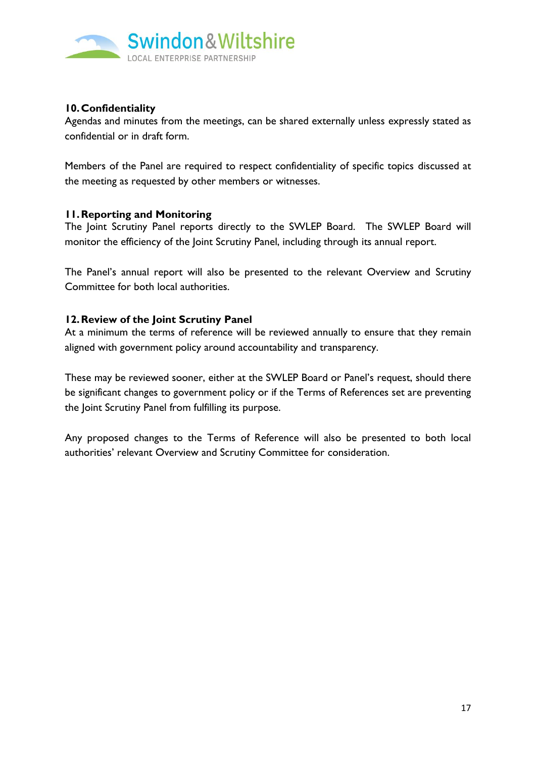## 10. Confidentiality

Agendas and minutes from the meetings, can be shared externally unless expressly stated as confidential or in draft form.

Members of the Panel are required to respect confidentiality of specific topics discussed at the meeting as requested by other members or witnesses.

## 11. Reporting and Monitoring

The Joint Scrutiny Panel reports directly to the SWLEP Board. The SWLEP Board will monitor the efficiency of the Joint Scrutiny Panel, including through its annual report.

The Panel's annual report will also be presented to the relevant Overview and Scrutiny Committee for both local authorities.

## 12. Review of the Joint Scrutiny Panel

At a minimum the terms of reference will be reviewed annually to ensure that they remain aligned with government policy around accountability and transparency.

These may be reviewed sooner, either at the SWLEP Board or Panel's request, should there be significant changes to government policy or if the Terms of References set are preventing the Joint Scrutiny Panel from fulfilling its purpose.

Any proposed changes to the Terms of Reference will also be presented to both local authorities' relevant Overview and Scrutiny Committee for consideration.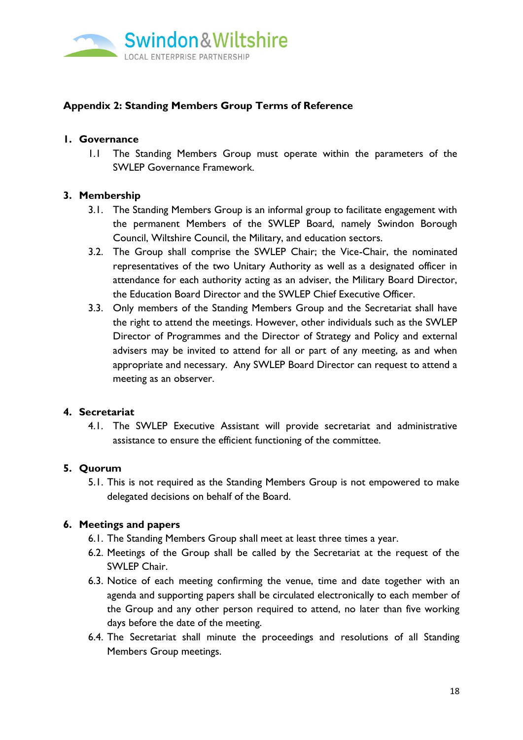## Appendix 2: Standing Members Group Terms of Reference

### 1. Governance

1.1 The Standing Members Group must operate within the parameters of the SWLEP Governance Framework.

### 3. Membership

3.1. The Standing Members Group is an informal group to facilitate engagement with the permanent Members of the SWLEP Board, namely Swindon Borough Council, Wiltshire Council, the Military, and education sectors.

3.2. The Group shall comprise the SWLEP Chair; the Vice-Chair, the nominated representatives of the two Unitary Authority as well as a designated officer in attendance for each authority acting as an adviser, the Military Board Director, the Education Board Director and the SWLEP Chief Executive Officer.

3.3. Only members of the Standing Members Group and the Secretariat shall have the right to attend the meetings. However, other individuals such as the SWLEP Director of Programmes and the Director of Strategy and Policy and external advisers may be invited to attend for all or part of any meeting, as and when appropriate and necessary. Any SWLEP Board Director can request to attend a meeting as an observer.

### 4. Secretariat

4.1. The SWLEP Executive Assistant will provide secretariat and administrative assistance to ensure the efficient functioning of the committee.

### 5. Quorum

5.1. This is not required as the Standing Members Group is not empowered to make delegated decisions on behalf of the Board.

### 6. Meetings and papers

6.1. The Standing Members Group shall meet at least three times a year.

6.2. Meetings of the Group shall be called by the Secretariat at the request of the SWLEP Chair.

6.3. Notice of each meeting confirming the venue, time and date together with an agenda and supporting papers shall be circulated electronically to each member of the Group and any other person required to attend, no later than five working days before the date of the meeting.

6.4. The Secretariat shall minute the proceedings and resolutions of all Standing Members Group meetings.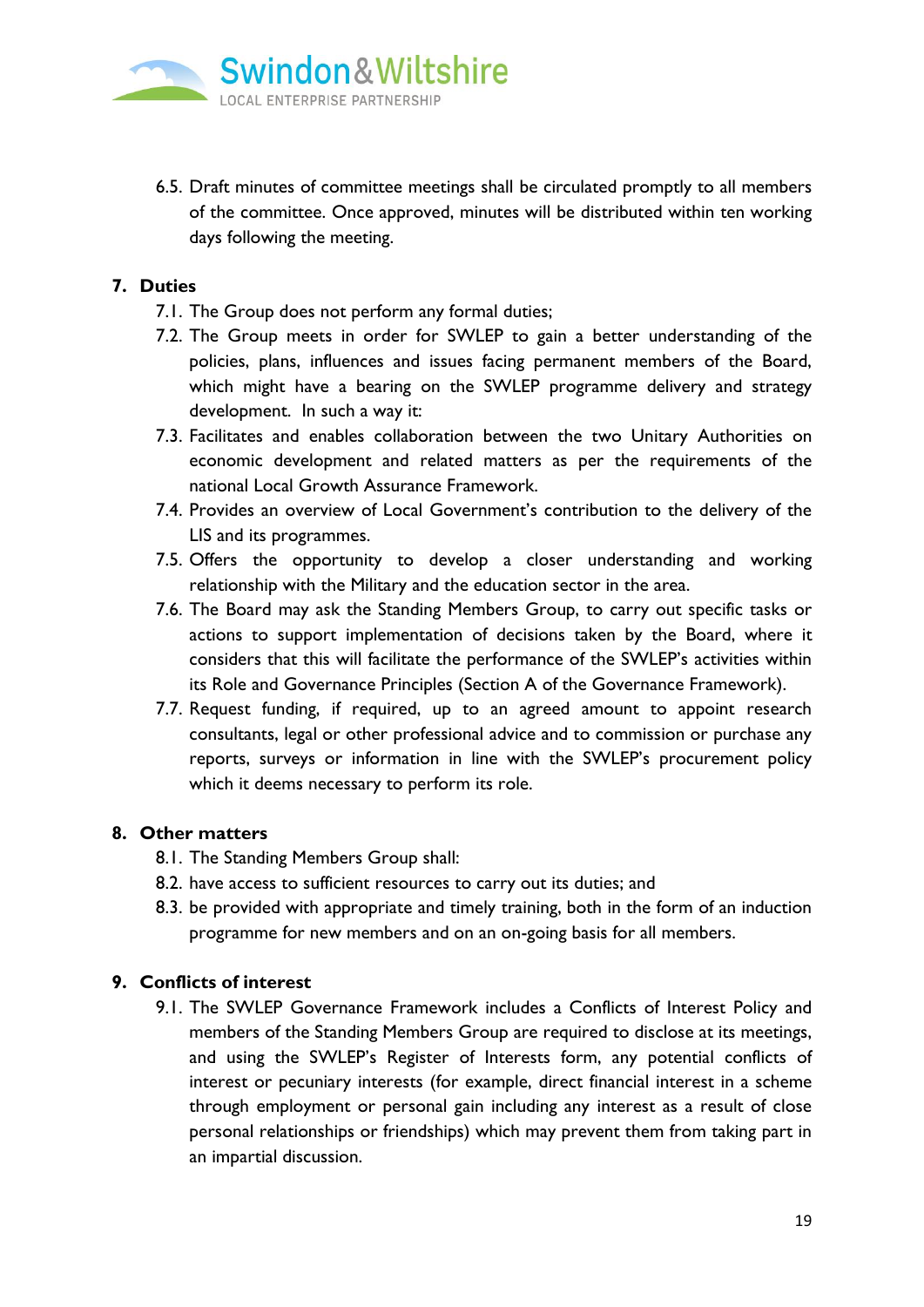6.5. Draft minutes of committee meetings shall be circulated promptly to all members of the committee. Once approved, minutes will be distributed within ten working days following the meeting.

## 7. Duties

7.1. The Group does not perform any formal duties;

7.2. The Group meets in order for SWLEP to gain a better understanding of the policies, plans, influences and issues facing permanent members of the Board, which might have a bearing on the SWLEP programme delivery and strategy development. In such a way it:

7.3. Facilitates and enables collaboration between the two Unitary Authorities on economic development and related matters as per the requirements of the national Local Growth Assurance Framework.

7.4. Provides an overview of Local Government's contribution to the delivery of the LIS and its programmes.

7.5. Offers the opportunity to develop a closer understanding and working relationship with the Military and the education sector in the area.

7.6. The Board may ask the Standing Members Group, to carry out specific tasks or actions to support implementation of decisions taken by the Board, where it considers that this will facilitate the performance of the SWLEP's activities within its Role and Governance Principles (Section A of the Governance Framework).

7.7. Request funding, if required, up to an agreed amount to appoint research consultants, legal or other professional advice and to commission or purchase any reports, surveys or information in line with the SWLEP's procurement policy which it deems necessary to perform its role.

## 8. Other matters

8.1. The Standing Members Group shall:

8.2. have access to sufficient resources to carry out its duties; and

8.3. be provided with appropriate and timely training, both in the form of an induction programme for new members and on an on-going basis for all members.

## 9. Conflicts of interest

9.1. The SWLEP Governance Framework includes a Conflicts of Interest Policy and members of the Standing Members Group are required to disclose at its meetings, and using the SWLEP's Register of Interests form, any potential conflicts of interest or pecuniary interests (for example, direct financial interest in a scheme through employment or personal gain including any interest as a result of close personal relationships or friendships) which may prevent them from taking part in an impartial discussion.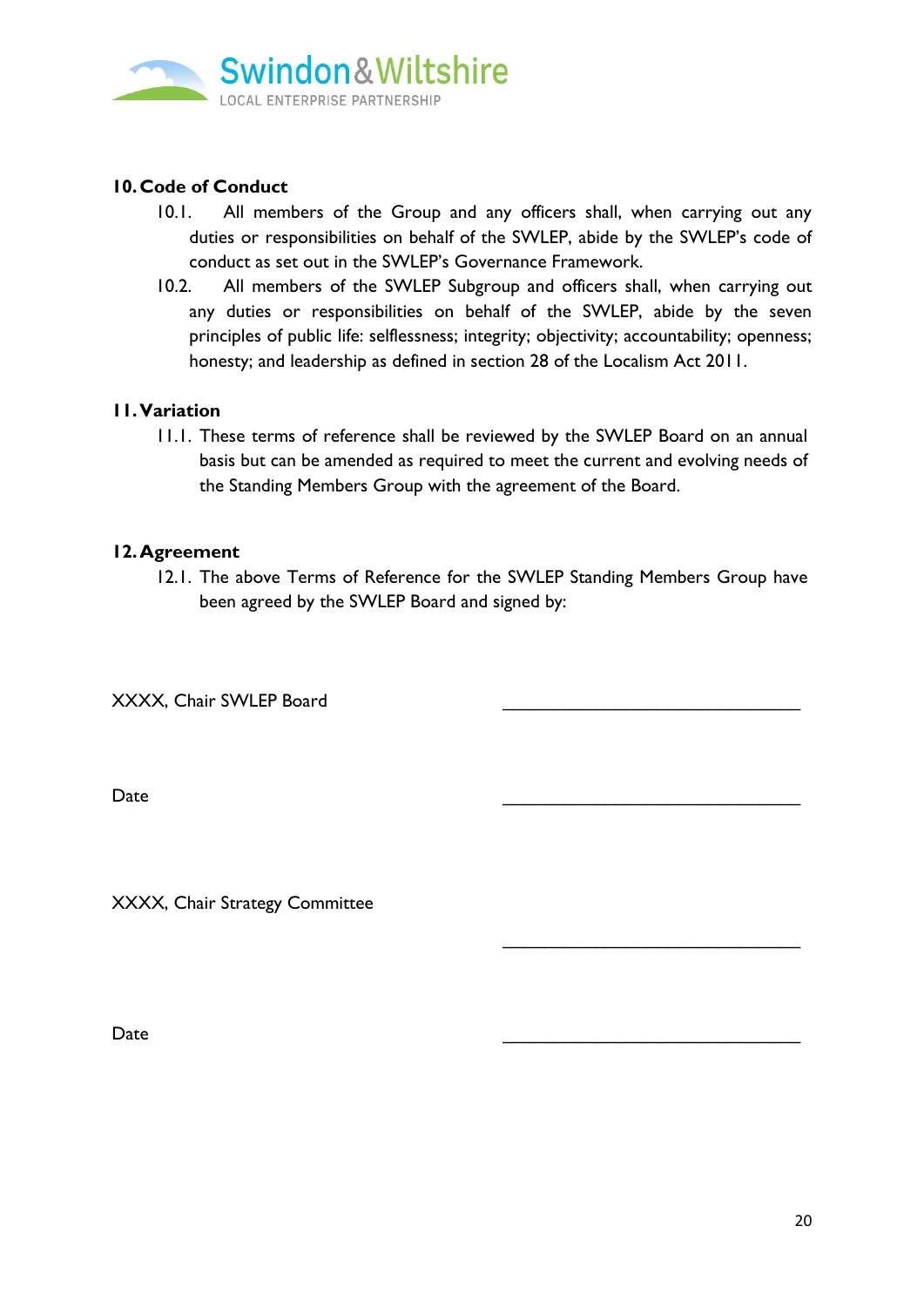## 10. Code of Conduct

10.1. All members of the Group and any officers shall, when carrying out any duties or responsibilities on behalf of the SWLEP, abide by the SWLEP's code of conduct as set out in the SWLEP's Governance Framework.

10.2. All members of the SWLEP Subgroup and officers shall, when carrying out any duties or responsibilities on behalf of the SWLEP, abide by the seven principles of public life: selflessness; integrity; objectivity; accountability; openness; honesty; and leadership as defined in section 28 of the Localism Act 2011.

## 11. Variation

11.1. These terms of reference shall be reviewed by the SWLEP Board on an annual basis but can be amended as required to meet the current and evolving needs of the Standing Members Group with the agreement of the Board.

## 12. Agreement

12.1. The above Terms of Reference for the SWLEP Standing Members Group have been agreed by the SWLEP Board and signed by:

XXXX, Chair SWLEP Board ______________________________

Date ______________________________

XXXX, Chair Strategy Committee ______________________________

Date ______________________________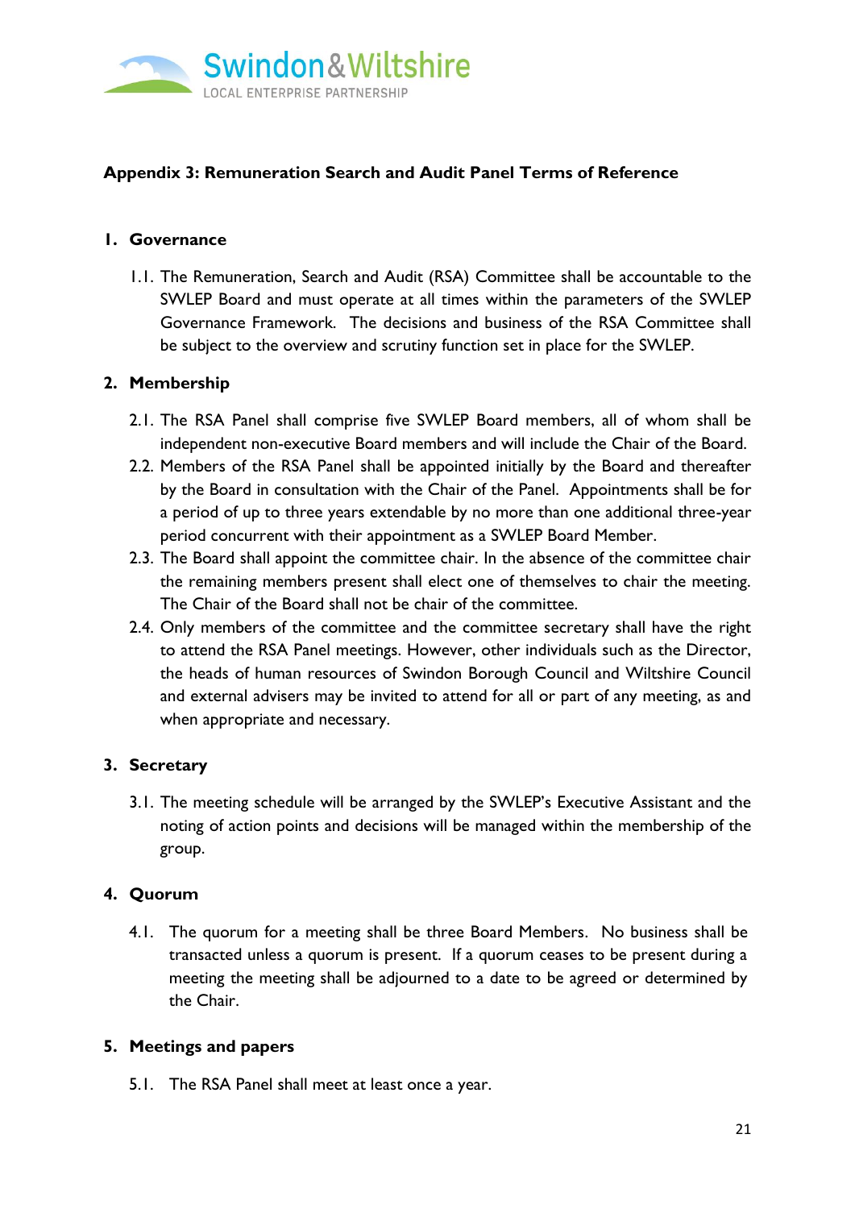## Appendix 3: Remuneration Search and Audit Panel Terms of Reference

### 1. Governance

1.1. The Remuneration, Search and Audit (RSA) Committee shall be accountable to the SWLEP Board and must operate at all times within the parameters of the SWLEP Governance Framework. The decisions and business of the RSA Committee shall be subject to the overview and scrutiny function set in place for the SWLEP.

### 2. Membership

2.1. The RSA Panel shall comprise five SWLEP Board members, all of whom shall be independent non-executive Board members and will include the Chair of the Board.

2.2. Members of the RSA Panel shall be appointed initially by the Board and thereafter by the Board in consultation with the Chair of the Panel. Appointments shall be for a period of up to three years extendable by no more than one additional three-year period concurrent with their appointment as a SWLEP Board Member.

2.3. The Board shall appoint the committee chair. In the absence of the committee chair the remaining members present shall elect one of themselves to chair the meeting. The Chair of the Board shall not be chair of the committee.

2.4. Only members of the committee and the committee secretary shall have the right to attend the RSA Panel meetings. However, other individuals such as the Director, the heads of human resources of Swindon Borough Council and Wiltshire Council and external advisers may be invited to attend for all or part of any meeting, as and when appropriate and necessary.

### 3. Secretary

3.1. The meeting schedule will be arranged by the SWLEP's Executive Assistant and the noting of action points and decisions will be managed within the membership of the group.

### 4. Quorum

4.1. The quorum for a meeting shall be three Board Members. No business shall be transacted unless a quorum is present. If a quorum ceases to be present during a meeting the meeting shall be adjourned to a date to be agreed or determined by the Chair.

### 5. Meetings and papers

5.1. The RSA Panel shall meet at least once a year.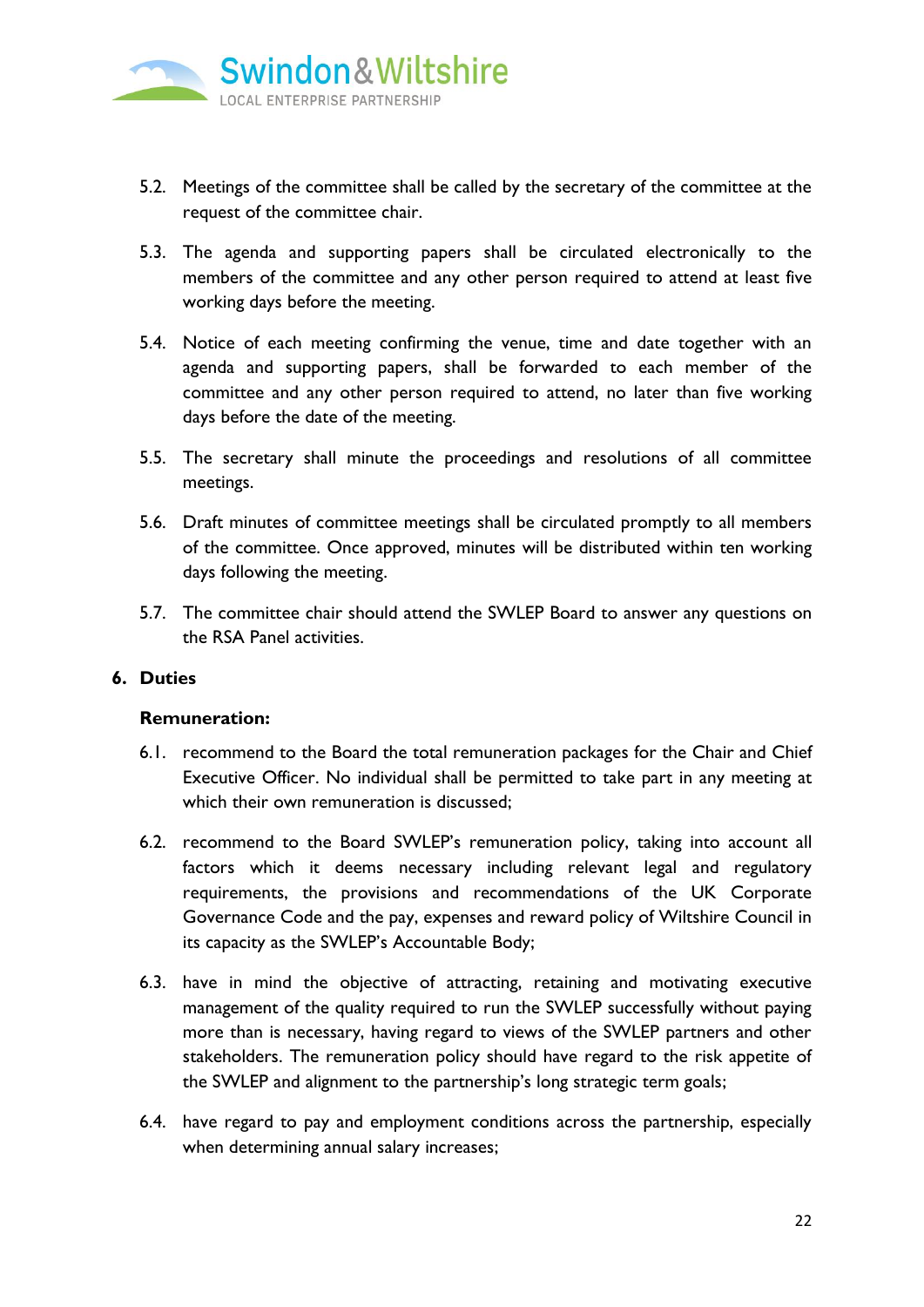5.2. Meetings of the committee shall be called by the secretary of the committee at the request of the committee chair.

5.3. The agenda and supporting papers shall be circulated electronically to the members of the committee and any other person required to attend at least five working days before the meeting.

5.4. Notice of each meeting confirming the venue, time and date together with an agenda and supporting papers, shall be forwarded to each member of the committee and any other person required to attend, no later than five working days before the date of the meeting.

5.5. The secretary shall minute the proceedings and resolutions of all committee meetings.

5.6. Draft minutes of committee meetings shall be circulated promptly to all members of the committee. Once approved, minutes will be distributed within ten working days following the meeting.

5.7. The committee chair should attend the SWLEP Board to answer any questions on the RSA Panel activities.

## 6. Duties

**Remuneration:**

6.1. recommend to the Board the total remuneration packages for the Chair and Chief Executive Officer. No individual shall be permitted to take part in any meeting at which their own remuneration is discussed;

6.2. recommend to the Board SWLEP's remuneration policy, taking into account all factors which it deems necessary including relevant legal and regulatory requirements, the provisions and recommendations of the UK Corporate Governance Code and the pay, expenses and reward policy of Wiltshire Council in its capacity as the SWLEP's Accountable Body;

6.3. have in mind the objective of attracting, retaining and motivating executive management of the quality required to run the SWLEP successfully without paying more than is necessary, having regard to views of the SWLEP partners and other stakeholders. The remuneration policy should have regard to the risk appetite of the SWLEP and alignment to the partnership's long strategic term goals;

6.4. have regard to pay and employment conditions across the partnership, especially when determining annual salary increases;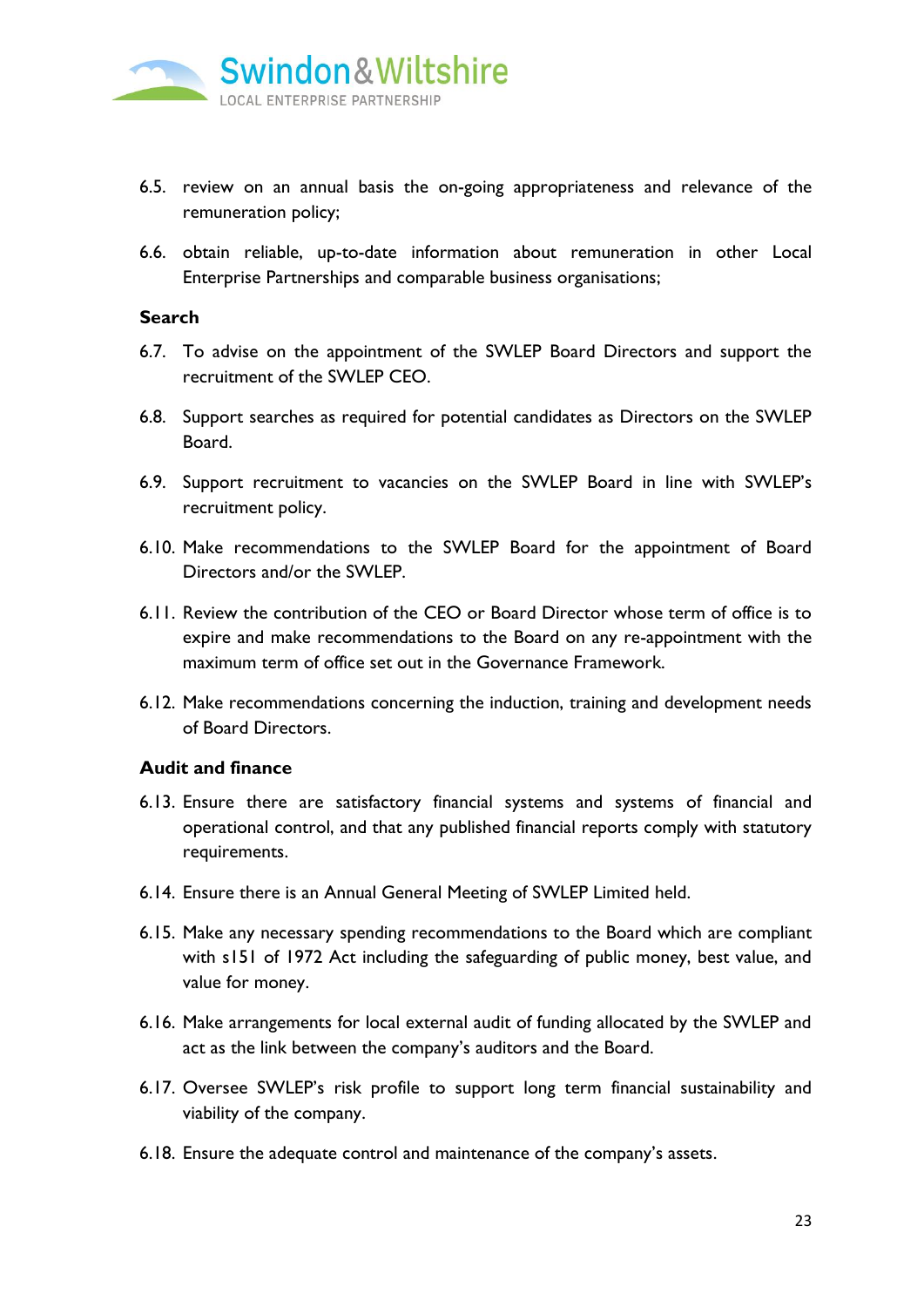6.5. review on an annual basis the on-going appropriateness and relevance of the remuneration policy;

6.6. obtain reliable, up-to-date information about remuneration in other Local Enterprise Partnerships and comparable business organisations;

**Search**

6.7. To advise on the appointment of the SWLEP Board Directors and support the recruitment of the SWLEP CEO.

6.8. Support searches as required for potential candidates as Directors on the SWLEP Board.

6.9. Support recruitment to vacancies on the SWLEP Board in line with SWLEP's recruitment policy.

6.10. Make recommendations to the SWLEP Board for the appointment of Board Directors and/or the SWLEP.

6.11. Review the contribution of the CEO or Board Director whose term of office is to expire and make recommendations to the Board on any re-appointment with the maximum term of office set out in the Governance Framework.

6.12. Make recommendations concerning the induction, training and development needs of Board Directors.

**Audit and finance**

6.13. Ensure there are satisfactory financial systems and systems of financial and operational control, and that any published financial reports comply with statutory requirements.

6.14. Ensure there is an Annual General Meeting of SWLEP Limited held.

6.15. Make any necessary spending recommendations to the Board which are compliant with s151 of 1972 Act including the safeguarding of public money, best value, and value for money.

6.16. Make arrangements for local external audit of funding allocated by the SWLEP and act as the link between the company's auditors and the Board.

6.17. Oversee SWLEP's risk profile to support long term financial sustainability and viability of the company.

6.18. Ensure the adequate control and maintenance of the company's assets.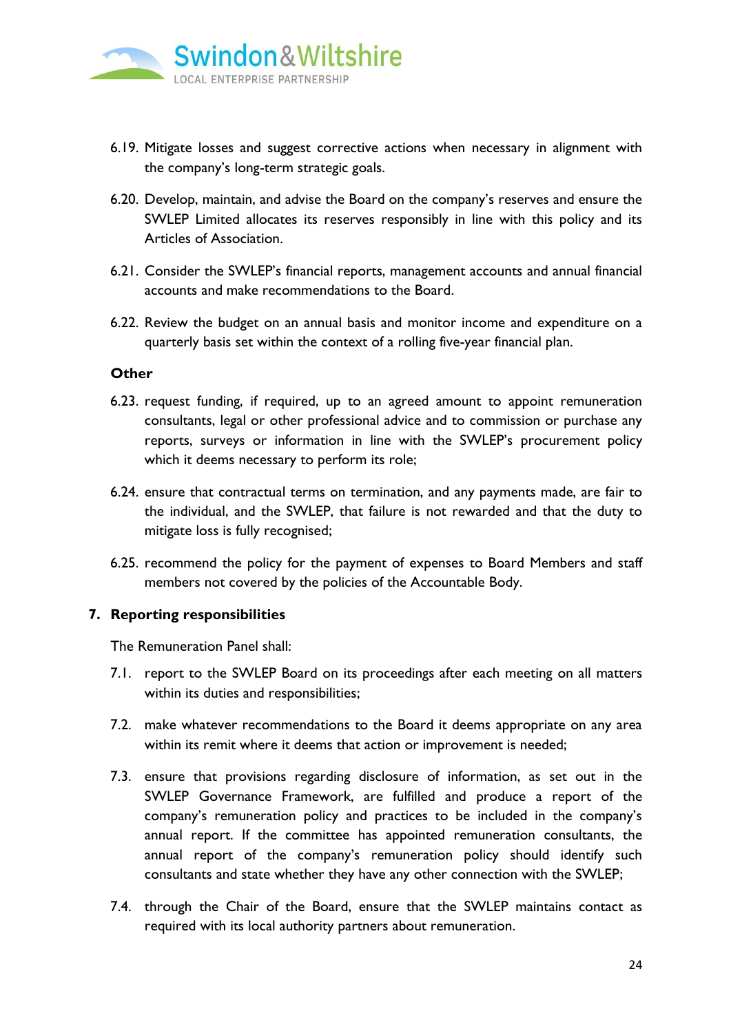6.19. Mitigate losses and suggest corrective actions when necessary in alignment with the company's long-term strategic goals.

6.20. Develop, maintain, and advise the Board on the company's reserves and ensure the SWLEP Limited allocates its reserves responsibly in line with this policy and its Articles of Association.

6.21. Consider the SWLEP's financial reports, management accounts and annual financial accounts and make recommendations to the Board.

6.22. Review the budget on an annual basis and monitor income and expenditure on a quarterly basis set within the context of a rolling five-year financial plan.

**Other**

6.23. request funding, if required, up to an agreed amount to appoint remuneration consultants, legal or other professional advice and to commission or purchase any reports, surveys or information in line with the SWLEP's procurement policy which it deems necessary to perform its role;

6.24. ensure that contractual terms on termination, and any payments made, are fair to the individual, and the SWLEP, that failure is not rewarded and that the duty to mitigate loss is fully recognised;

6.25. recommend the policy for the payment of expenses to Board Members and staff members not covered by the policies of the Accountable Body.

## 7. Reporting responsibilities

The Remuneration Panel shall:

7.1. report to the SWLEP Board on its proceedings after each meeting on all matters within its duties and responsibilities;

7.2. make whatever recommendations to the Board it deems appropriate on any area within its remit where it deems that action or improvement is needed;

7.3. ensure that provisions regarding disclosure of information, as set out in the SWLEP Governance Framework, are fulfilled and produce a report of the company's remuneration policy and practices to be included in the company's annual report. If the committee has appointed remuneration consultants, the annual report of the company's remuneration policy should identify such consultants and state whether they have any other connection with the SWLEP;

7.4. through the Chair of the Board, ensure that the SWLEP maintains contact as required with its local authority partners about remuneration.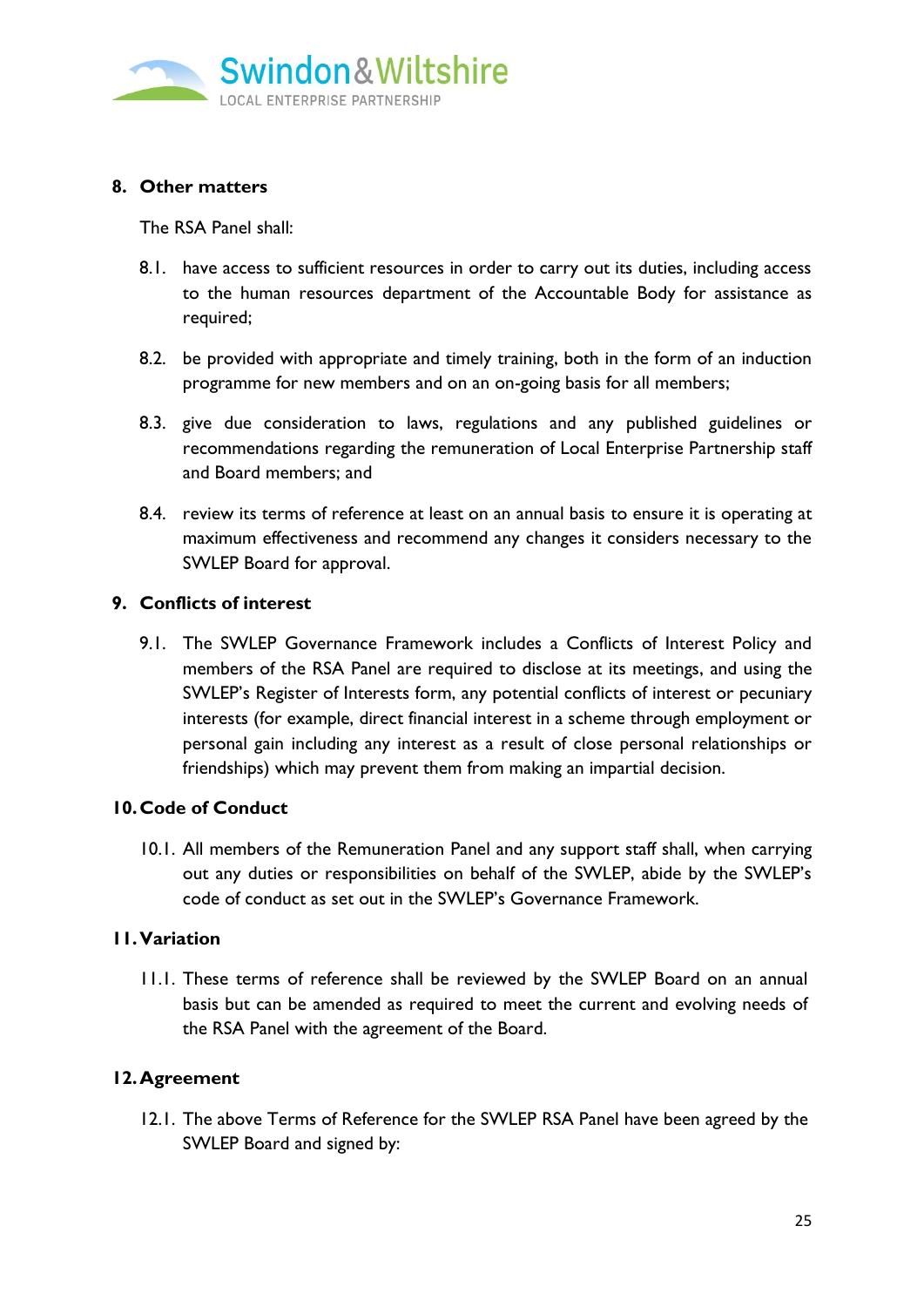## 8. Other matters

The RSA Panel shall:

8.1. have access to sufficient resources in order to carry out its duties, including access to the human resources department of the Accountable Body for assistance as required;

8.2. be provided with appropriate and timely training, both in the form of an induction programme for new members and on an on-going basis for all members;

8.3. give due consideration to laws, regulations and any published guidelines or recommendations regarding the remuneration of Local Enterprise Partnership staff and Board members; and

8.4. review its terms of reference at least on an annual basis to ensure it is operating at maximum effectiveness and recommend any changes it considers necessary to the SWLEP Board for approval.

## 9. Conflicts of interest

9.1. The SWLEP Governance Framework includes a Conflicts of Interest Policy and members of the RSA Panel are required to disclose at its meetings, and using the SWLEP's Register of Interests form, any potential conflicts of interest or pecuniary interests (for example, direct financial interest in a scheme through employment or personal gain including any interest as a result of close personal relationships or friendships) which may prevent them from making an impartial decision.

## 10. Code of Conduct

10.1. All members of the Remuneration Panel and any support staff shall, when carrying out any duties or responsibilities on behalf of the SWLEP, abide by the SWLEP's code of conduct as set out in the SWLEP's Governance Framework.

## 11. Variation

11.1. These terms of reference shall be reviewed by the SWLEP Board on an annual basis but can be amended as required to meet the current and evolving needs of the RSA Panel with the agreement of the Board.

## 12. Agreement

12.1. The above Terms of Reference for the SWLEP RSA Panel have been agreed by the SWLEP Board and signed by: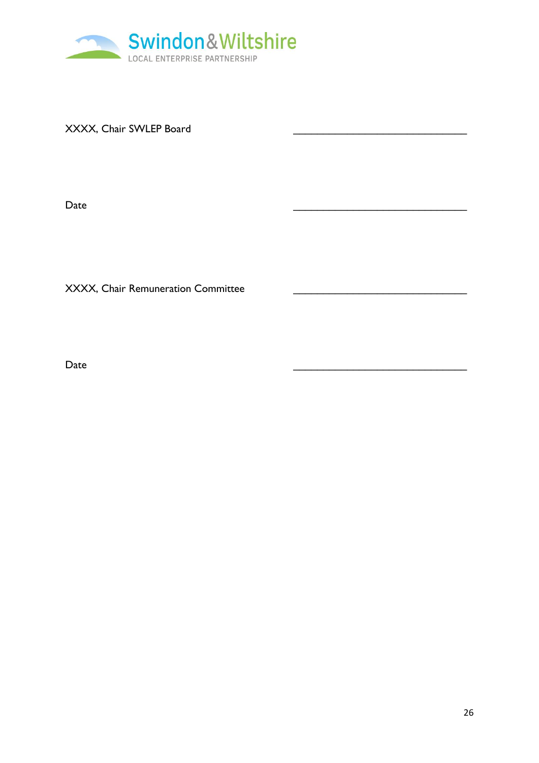Swindon & Wiltshire
LOCAL ENTERPRISE PARTNERSHIP

XXXX, Chair SWLEP Board ________________________________

Date ________________________________

XXXX, Chair Remuneration Committee ________________________________

Date ________________________________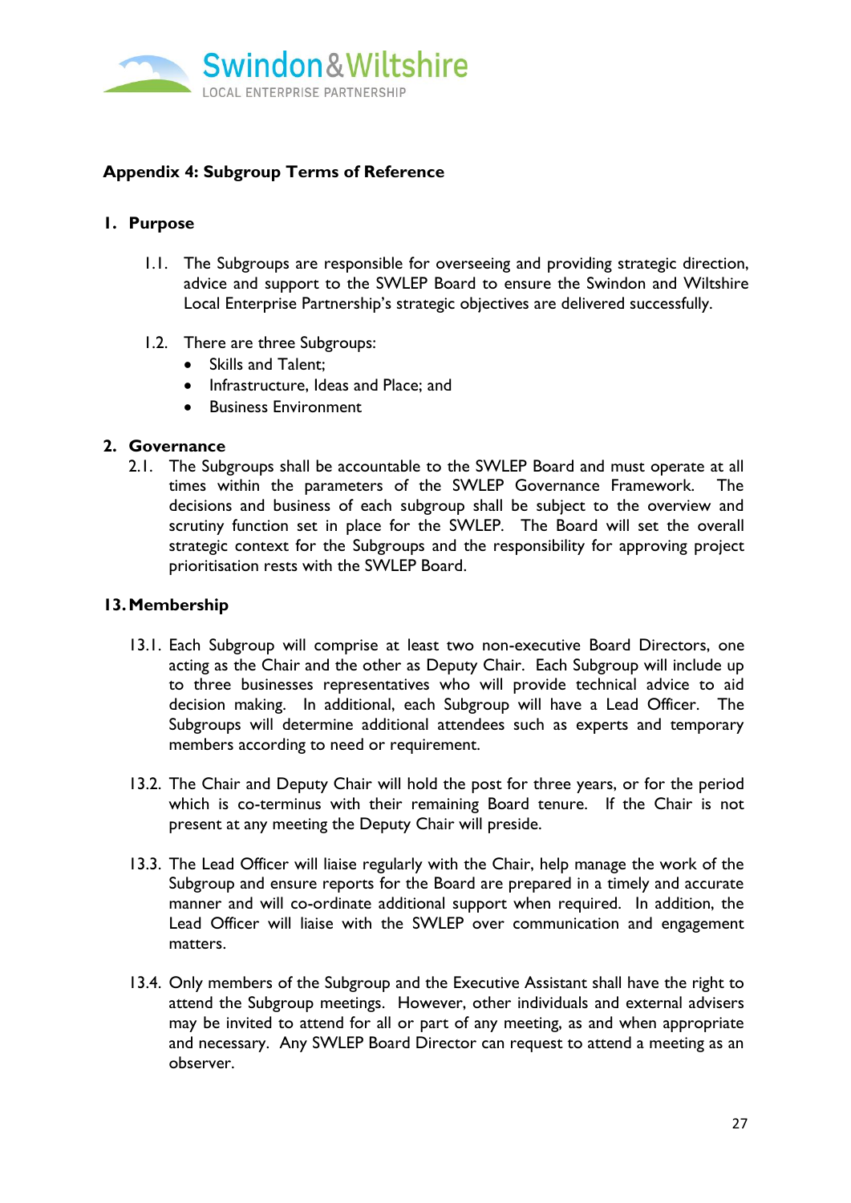## Appendix 4: Subgroup Terms of Reference

### 1. Purpose

1.1. The Subgroups are responsible for overseeing and providing strategic direction, advice and support to the SWLEP Board to ensure the Swindon and Wiltshire Local Enterprise Partnership's strategic objectives are delivered successfully.

1.2. There are three Subgroups:

- Skills and Talent;
- Infrastructure, Ideas and Place; and
- Business Environment

### 2. Governance

2.1. The Subgroups shall be accountable to the SWLEP Board and must operate at all times within the parameters of the SWLEP Governance Framework. The decisions and business of each subgroup shall be subject to the overview and scrutiny function set in place for the SWLEP. The Board will set the overall strategic context for the Subgroups and the responsibility for approving project prioritisation rests with the SWLEP Board.

### 13. Membership

13.1. Each Subgroup will comprise at least two non-executive Board Directors, one acting as the Chair and the other as Deputy Chair. Each Subgroup will include up to three businesses representatives who will provide technical advice to aid decision making. In additional, each Subgroup will have a Lead Officer. The Subgroups will determine additional attendees such as experts and temporary members according to need or requirement.

13.2. The Chair and Deputy Chair will hold the post for three years, or for the period which is co-terminus with their remaining Board tenure. If the Chair is not present at any meeting the Deputy Chair will preside.

13.3. The Lead Officer will liaise regularly with the Chair, help manage the work of the Subgroup and ensure reports for the Board are prepared in a timely and accurate manner and will co-ordinate additional support when required. In addition, the Lead Officer will liaise with the SWLEP over communication and engagement matters.

13.4. Only members of the Subgroup and the Executive Assistant shall have the right to attend the Subgroup meetings. However, other individuals and external advisers may be invited to attend for all or part of any meeting, as and when appropriate and necessary. Any SWLEP Board Director can request to attend a meeting as an observer.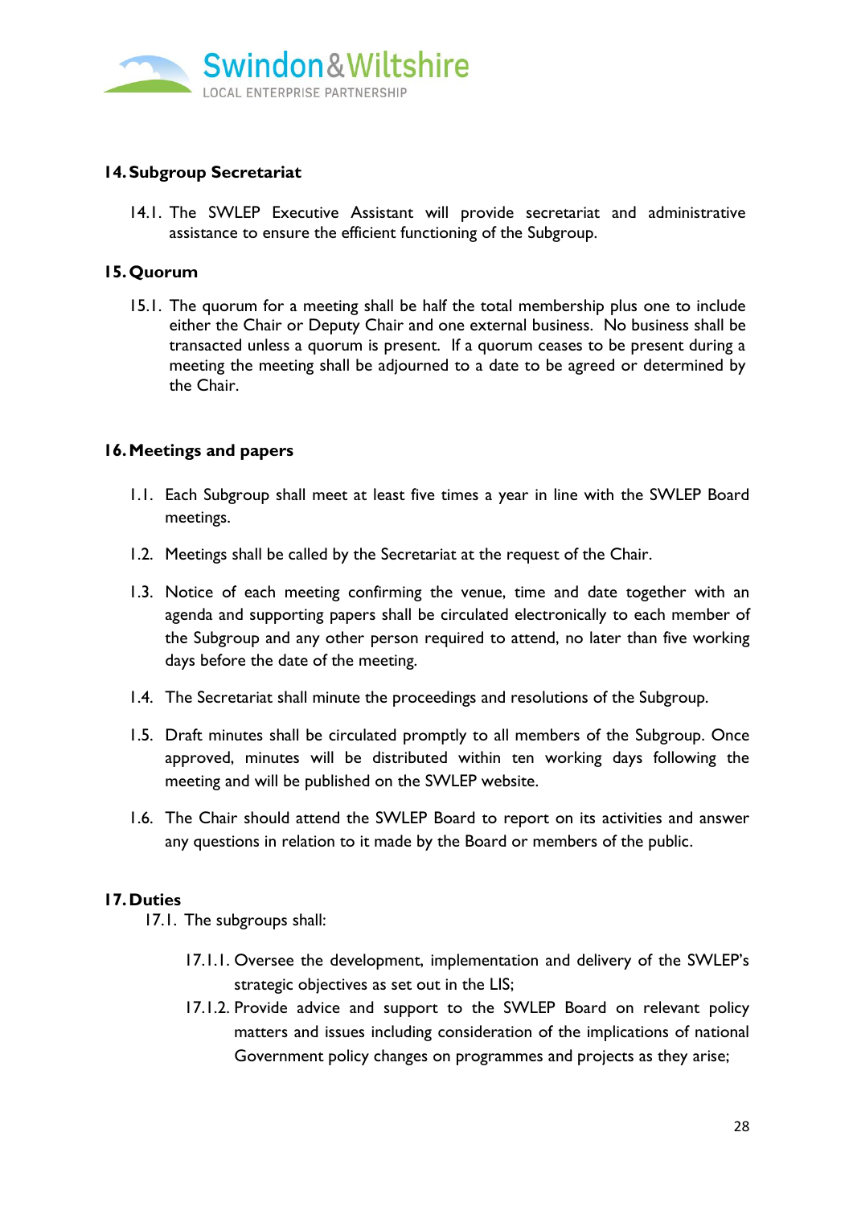## 14. Subgroup Secretariat

14.1. The SWLEP Executive Assistant will provide secretariat and administrative assistance to ensure the efficient functioning of the Subgroup.

## 15. Quorum

15.1. The quorum for a meeting shall be half the total membership plus one to include either the Chair or Deputy Chair and one external business. No business shall be transacted unless a quorum is present. If a quorum ceases to be present during a meeting the meeting shall be adjourned to a date to be agreed or determined by the Chair.

## 16. Meetings and papers

1.1. Each Subgroup shall meet at least five times a year in line with the SWLEP Board meetings.

1.2. Meetings shall be called by the Secretariat at the request of the Chair.

1.3. Notice of each meeting confirming the venue, time and date together with an agenda and supporting papers shall be circulated electronically to each member of the Subgroup and any other person required to attend, no later than five working days before the date of the meeting.

1.4. The Secretariat shall minute the proceedings and resolutions of the Subgroup.

1.5. Draft minutes shall be circulated promptly to all members of the Subgroup. Once approved, minutes will be distributed within ten working days following the meeting and will be published on the SWLEP website.

1.6. The Chair should attend the SWLEP Board to report on its activities and answer any questions in relation to it made by the Board or members of the public.

## 17. Duties

17.1. The subgroups shall:

17.1.1. Oversee the development, implementation and delivery of the SWLEP's strategic objectives as set out in the LIS;

17.1.2. Provide advice and support to the SWLEP Board on relevant policy matters and issues including consideration of the implications of national Government policy changes on programmes and projects as they arise;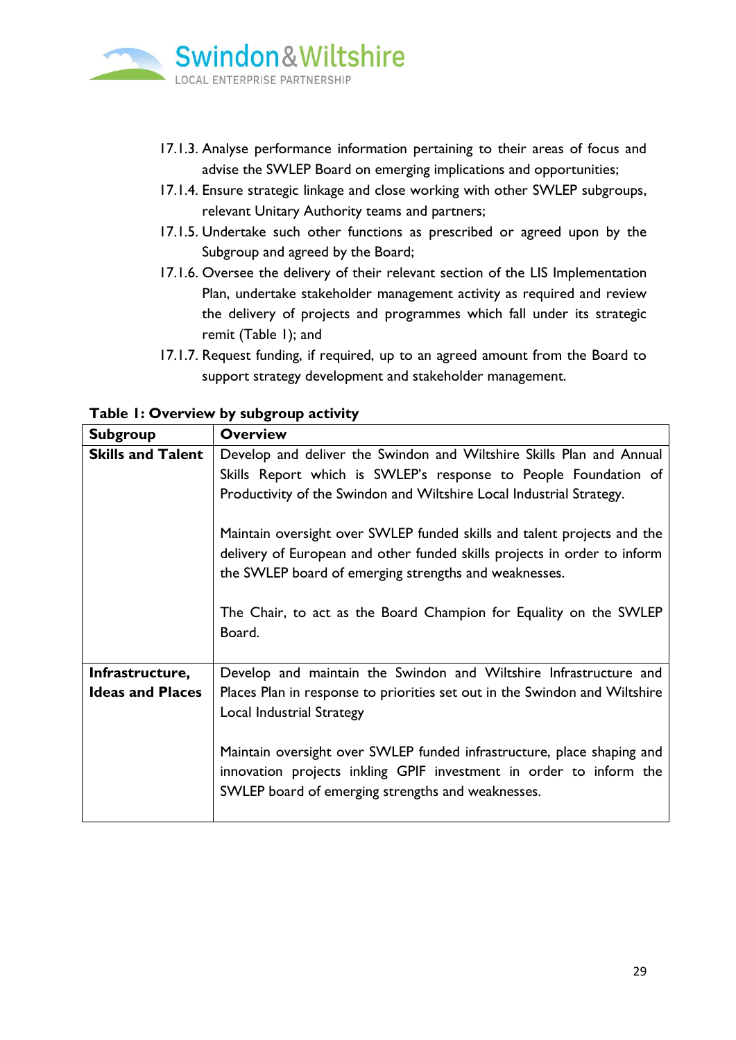17.1.3. Analyse performance information pertaining to their areas of focus and advise the SWLEP Board on emerging implications and opportunities;

17.1.4. Ensure strategic linkage and close working with other SWLEP subgroups, relevant Unitary Authority teams and partners;

17.1.5. Undertake such other functions as prescribed or agreed upon by the Subgroup and agreed by the Board;

17.1.6. Oversee the delivery of their relevant section of the LIS Implementation Plan, undertake stakeholder management activity as required and review the delivery of projects and programmes which fall under its strategic remit (Table 1); and

17.1.7. Request funding, if required, up to an agreed amount from the Board to support strategy development and stakeholder management.

**Table 1: Overview by subgroup activity**

| **Subgroup** | **Overview** |
|---|---|
| **Skills and Talent** | Develop and deliver the Swindon and Wiltshire Skills Plan and Annual Skills Report which is SWLEP's response to People Foundation of Productivity of the Swindon and Wiltshire Local Industrial Strategy.<br><br>Maintain oversight over SWLEP funded skills and talent projects and the delivery of European and other funded skills projects in order to inform the SWLEP board of emerging strengths and weaknesses.<br><br>The Chair, to act as the Board Champion for Equality on the SWLEP Board. |
| **Infrastructure, Ideas and Places** | Develop and maintain the Swindon and Wiltshire Infrastructure and Places Plan in response to priorities set out in the Swindon and Wiltshire Local Industrial Strategy<br><br>Maintain oversight over SWLEP funded infrastructure, place shaping and innovation projects inkling GPIF investment in order to inform the SWLEP board of emerging strengths and weaknesses. |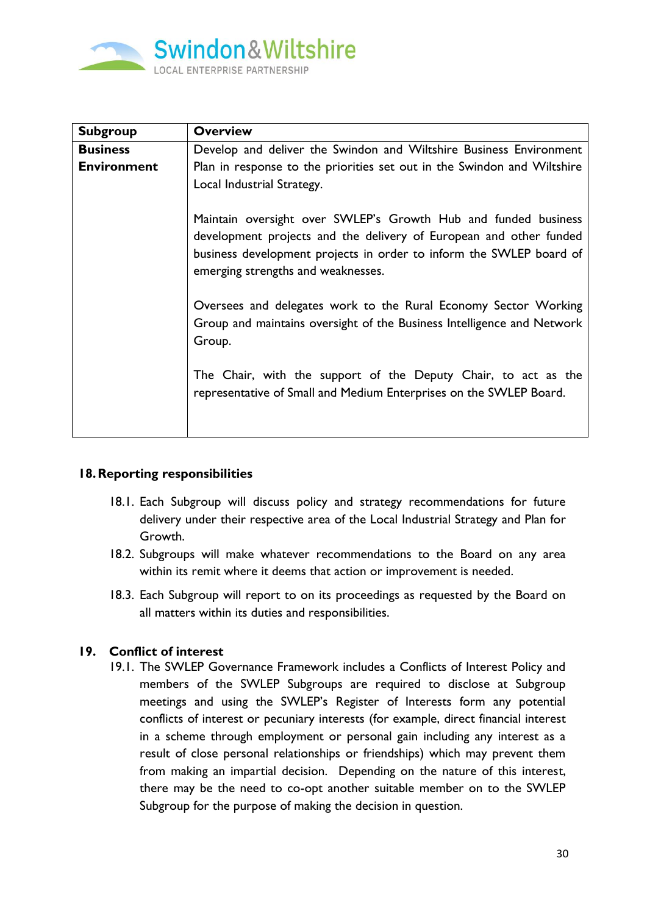| Subgroup | Overview |
|---|---|
| **Business Environment** | Develop and deliver the Swindon and Wiltshire Business Environment Plan in response to the priorities set out in the Swindon and Wiltshire Local Industrial Strategy.<br><br>Maintain oversight over SWLEP's Growth Hub and funded business development projects and the delivery of European and other funded business development projects in order to inform the SWLEP board of emerging strengths and weaknesses.<br><br>Oversees and delegates work to the Rural Economy Sector Working Group and maintains oversight of the Business Intelligence and Network Group.<br><br>The Chair, with the support of the Deputy Chair, to act as the representative of Small and Medium Enterprises on the SWLEP Board. |

## 18. Reporting responsibilities

18.1. Each Subgroup will discuss policy and strategy recommendations for future delivery under their respective area of the Local Industrial Strategy and Plan for Growth.

18.2. Subgroups will make whatever recommendations to the Board on any area within its remit where it deems that action or improvement is needed.

18.3. Each Subgroup will report to on its proceedings as requested by the Board on all matters within its duties and responsibilities.

## 19. Conflict of interest

19.1. The SWLEP Governance Framework includes a Conflicts of Interest Policy and members of the SWLEP Subgroups are required to disclose at Subgroup meetings and using the SWLEP's Register of Interests form any potential conflicts of interest or pecuniary interests (for example, direct financial interest in a scheme through employment or personal gain including any interest as a result of close personal relationships or friendships) which may prevent them from making an impartial decision. Depending on the nature of this interest, there may be the need to co-opt another suitable member on to the SWLEP Subgroup for the purpose of making the decision in question.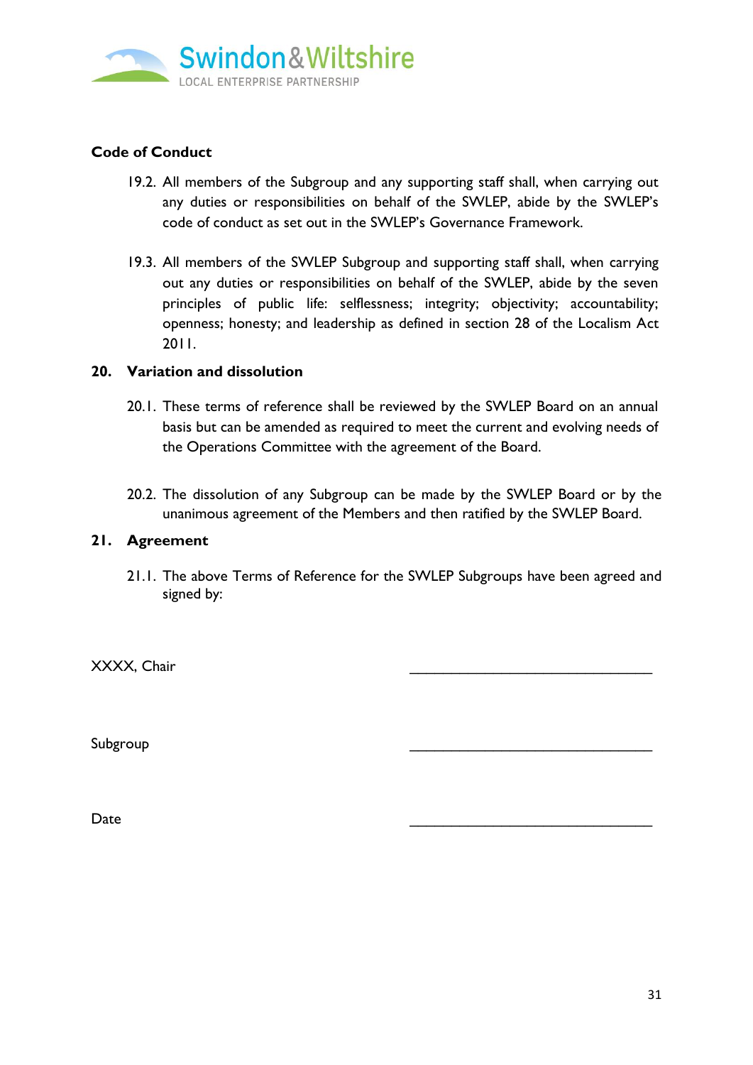**Code of Conduct**

19.2. All members of the Subgroup and any supporting staff shall, when carrying out any duties or responsibilities on behalf of the SWLEP, abide by the SWLEP's code of conduct as set out in the SWLEP's Governance Framework.

19.3. All members of the SWLEP Subgroup and supporting staff shall, when carrying out any duties or responsibilities on behalf of the SWLEP, abide by the seven principles of public life: selflessness; integrity; objectivity; accountability; openness; honesty; and leadership as defined in section 28 of the Localism Act 2011.

## 20. Variation and dissolution

20.1. These terms of reference shall be reviewed by the SWLEP Board on an annual basis but can be amended as required to meet the current and evolving needs of the Operations Committee with the agreement of the Board.

20.2. The dissolution of any Subgroup can be made by the SWLEP Board or by the unanimous agreement of the Members and then ratified by the SWLEP Board.

## 21. Agreement

21.1. The above Terms of Reference for the SWLEP Subgroups have been agreed and signed by:

XXXX, Chair ______________________________

Subgroup ______________________________

Date ______________________________